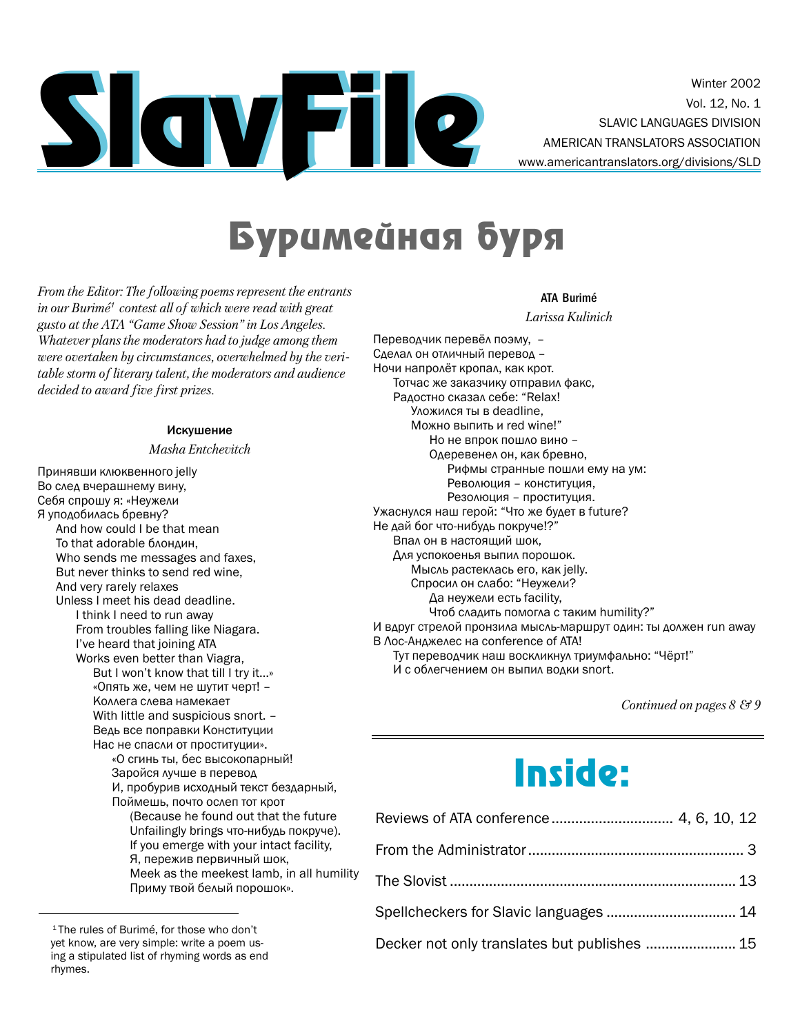# SlavFile

Winter 2002
Vol. 12, No. 1
SLAVIC LANGUAGES DIVISION
AMERICAN TRANSLATORS ASSOCIATION
www.americantranslators.org/divisions/SLD

# Буримейная буря

*From the Editor: The following poems represent the entrants in our Burimé[1] contest all of which were read with great gusto at the ATA "Game Show Session" in Los Angeles. Whatever plans the moderators had to judge among them were overtaken by circumstances, overwhelmed by the veritable storm of literary talent, the moderators and audience decided to award five first prizes.*

### Искушение

*Masha Entchevitch*

Принявши клюквенного jelly
Во след вчерашнему вину,
Себя спрошу я: «Неужели
Я уподобилась бревну?
And how could I be that mean
To that adorable блондин,
Who sends me messages and faxes,
But never thinks to send red wine,
And very rarely relaxes
Unless I meet his dead deadline.
I think I need to run away
From troubles falling like Niagara.
I've heard that joining ATA
Works even better than Viagra,
But I won't know that till I try it...»
«Опять же, чем не шутит черт! –
Коллега слева намекает
With little and suspicious snort. –
Ведь все поправки Конституции
Нас не спасли от проституции».
«О сгинь ты, бес высокопарный!
Заройся лучше в перевод
И, пробурив исходный текст бездарный,
Поймешь, почто ослеп тот крот
(Because he found out that the future
Unfailingly brings что-нибудь покруче).
If you emerge with your intact facility,
Я, пережив первичный шок,
Meek as the meekest lamb, in all humility
Приму твой белый порошок».

### ATA Burimé

*Larissa Kulinich*

Переводчик перевёл поэму, –
Сделал он отличный перевод –
Ночи напролёт кропал, как крот.
Тотчас же заказчику отправил факс,
Радостно сказал себе: "Relax!
Уложился ты в deadline,
Можно выпить и red wine!"
Но не впрок пошло вино –
Одеревенел он, как бревно,
Рифмы странные пошли ему на ум:
Революция – конституция,
Резолюция – проституция.
Ужаснулся наш герой: "Что же будет в future?
Не дай бог что-нибудь покруче!?"
Впал он в настоящий шок,
Для успокоенья выпил порошок.
Мысль растеклась его, как jelly.
Спросил он слабо: "Неужели?
Да неужели есть facility,
Чтоб сладить помогла с таким humility?"
И вдруг стрелой пронзила мысль-маршрут один: ты должен run away
В Лос-Анджелес на conference of ATA!
Тут переводчик наш воскликнул триумфально: "Чёрт!"
И с облегчением он выпил водки snort.

*Continued on pages 8 & 9*

[1] The rules of Burimé, for those who don't yet know, are very simple: write a poem using a stipulated list of rhyming words as end rhymes.

# Inside:

| | |
|---|---|
| Reviews of ATA conference | 4, 6, 10, 12 |
| From the Administrator | 3 |
| The Slovist | 13 |
| Spellcheckers for Slavic languages | 14 |
| Decker not only translates but publishes | 15 |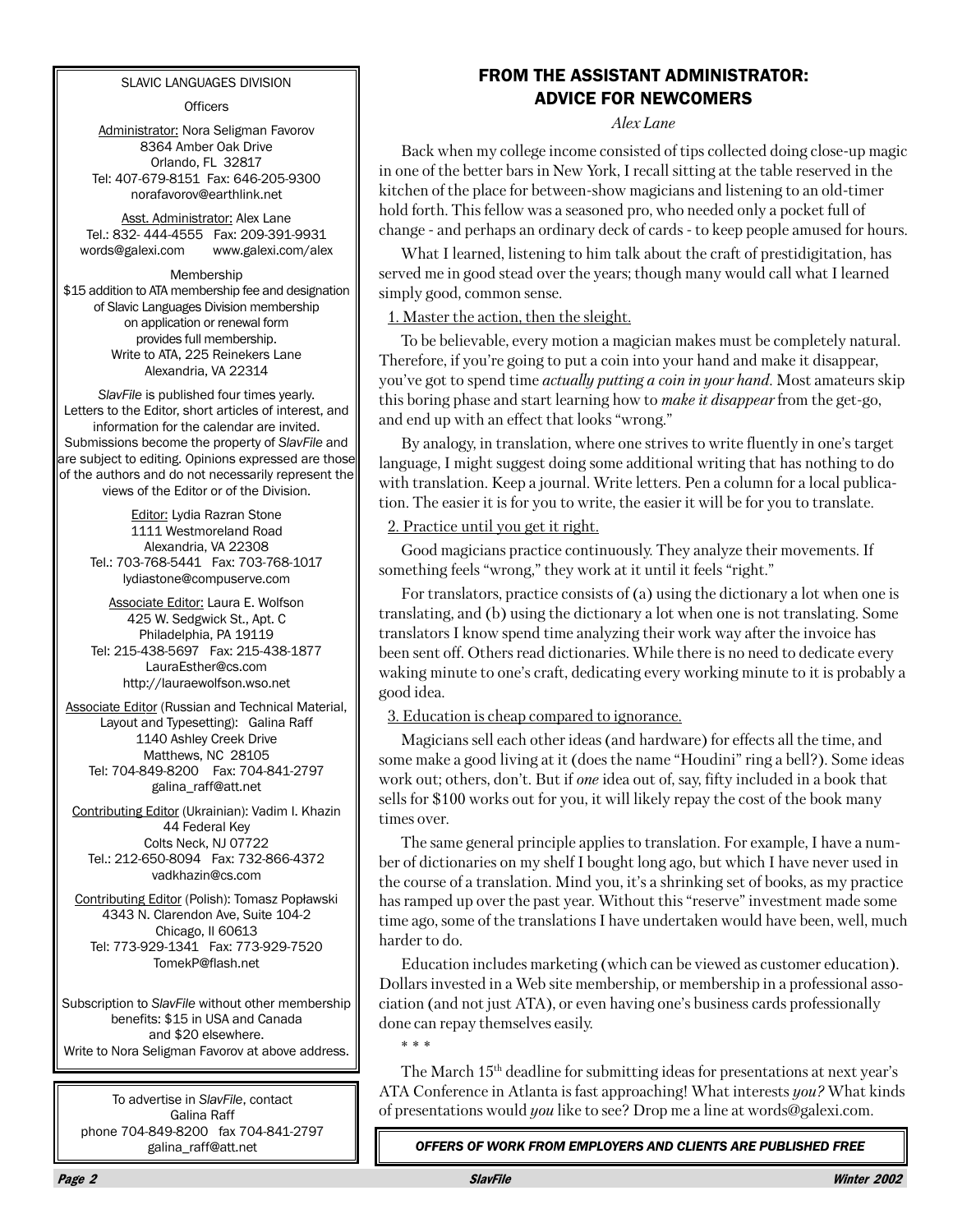SLAVIC LANGUAGES DIVISION

Officers

Administrator: Nora Seligman Favorov
8364 Amber Oak Drive
Orlando, FL 32817
Tel: 407-679-8151 Fax: 646-205-9300
norafavorov@earthlink.net

Asst. Administrator: Alex Lane
Tel.: 832- 444-4555 Fax: 209-391-9931
words@galexi.com www.galexi.com/alex

Membership
$15 addition to ATA membership fee and designation of Slavic Languages Division membership on application or renewal form provides full membership.
Write to ATA, 225 Reinekers Lane
Alexandria, VA 22314

*SlavFile* is published four times yearly. Letters to the Editor, short articles of interest, and information for the calendar are invited. Submissions become the property of *SlavFile* and are subject to editing. Opinions expressed are those of the authors and do not necessarily represent the views of the Editor or of the Division.

Editor: Lydia Razran Stone
1111 Westmoreland Road
Alexandria, VA 22308
Tel.: 703-768-5441 Fax: 703-768-1017
lydiastone@compuserve.com

Associate Editor: Laura E. Wolfson
425 W. Sedgwick St., Apt. C
Philadelphia, PA 19119
Tel: 215-438-5697 Fax: 215-438-1877
LauraEsther@cs.com
http://lauraewolfson.wso.net

Associate Editor (Russian and Technical Material, Layout and Typesetting): Galina Raff
1140 Ashley Creek Drive
Matthews, NC 28105
Tel: 704-849-8200 Fax: 704-841-2797
galina_raff@att.net

Contributing Editor (Ukrainian): Vadim I. Khazin
44 Federal Key
Colts Neck, NJ 07722
Tel.: 212-650-8094 Fax: 732-866-4372
vadkhazin@cs.com

Contributing Editor (Polish): Tomasz Popławski
4343 N. Clarendon Ave, Suite 104-2
Chicago, Il 60613
Tel: 773-929-1341 Fax: 773-929-7520
TomekP@flash.net

Subscription to *SlavFile* without other membership benefits: $15 in USA and Canada and $20 elsewhere.
Write to Nora Seligman Favorov at above address.

To advertise in *SlavFile*, contact
Galina Raff
phone 704-849-8200 fax 704-841-2797
galina_raff@att.net

## FROM THE ASSISTANT ADMINISTRATOR: ADVICE FOR NEWCOMERS

*Alex Lane*

Back when my college income consisted of tips collected doing close-up magic in one of the better bars in New York, I recall sitting at the table reserved in the kitchen of the place for between-show magicians and listening to an old-timer hold forth. This fellow was a seasoned pro, who needed only a pocket full of change - and perhaps an ordinary deck of cards - to keep people amused for hours.

What I learned, listening to him talk about the craft of prestidigitation, has served me in good stead over the years; though many would call what I learned simply good, common sense.

1. Master the action, then the sleight.

To be believable, every motion a magician makes must be completely natural. Therefore, if you're going to put a coin into your hand and make it disappear, you've got to spend time *actually putting a coin in your hand*. Most amateurs skip this boring phase and start learning how to *make it disappear* from the get-go, and end up with an effect that looks "wrong."

By analogy, in translation, where one strives to write fluently in one's target language, I might suggest doing some additional writing that has nothing to do with translation. Keep a journal. Write letters. Pen a column for a local publication. The easier it is for you to write, the easier it will be for you to translate.

2. Practice until you get it right.

Good magicians practice continuously. They analyze their movements. If something feels "wrong," they work at it until it feels "right."

For translators, practice consists of (a) using the dictionary a lot when one is translating, and (b) using the dictionary a lot when one is not translating. Some translators I know spend time analyzing their work way after the invoice has been sent off. Others read dictionaries. While there is no need to dedicate every waking minute to one's craft, dedicating every working minute to it is probably a good idea.

3. Education is cheap compared to ignorance.

Magicians sell each other ideas (and hardware) for effects all the time, and some make a good living at it (does the name "Houdini" ring a bell?). Some ideas work out; others, don't. But if *one* idea out of, say, fifty included in a book that sells for $100 works out for you, it will likely repay the cost of the book many times over.

The same general principle applies to translation. For example, I have a number of dictionaries on my shelf I bought long ago, but which I have never used in the course of a translation. Mind you, it's a shrinking set of books, as my practice has ramped up over the past year. Without this "reserve" investment made some time ago, some of the translations I have undertaken would have been, well, much harder to do.

Education includes marketing (which can be viewed as customer education). Dollars invested in a Web site membership, or membership in a professional association (and not just ATA), or even having one's business cards professionally done can repay themselves easily.

\* \* \*

The March 15th deadline for submitting ideas for presentations at next year's ATA Conference in Atlanta is fast approaching! What interests *you?* What kinds of presentations would *you* like to see? Drop me a line at words@galexi.com.

***OFFERS OF WORK FROM EMPLOYERS AND CLIENTS ARE PUBLISHED FREE***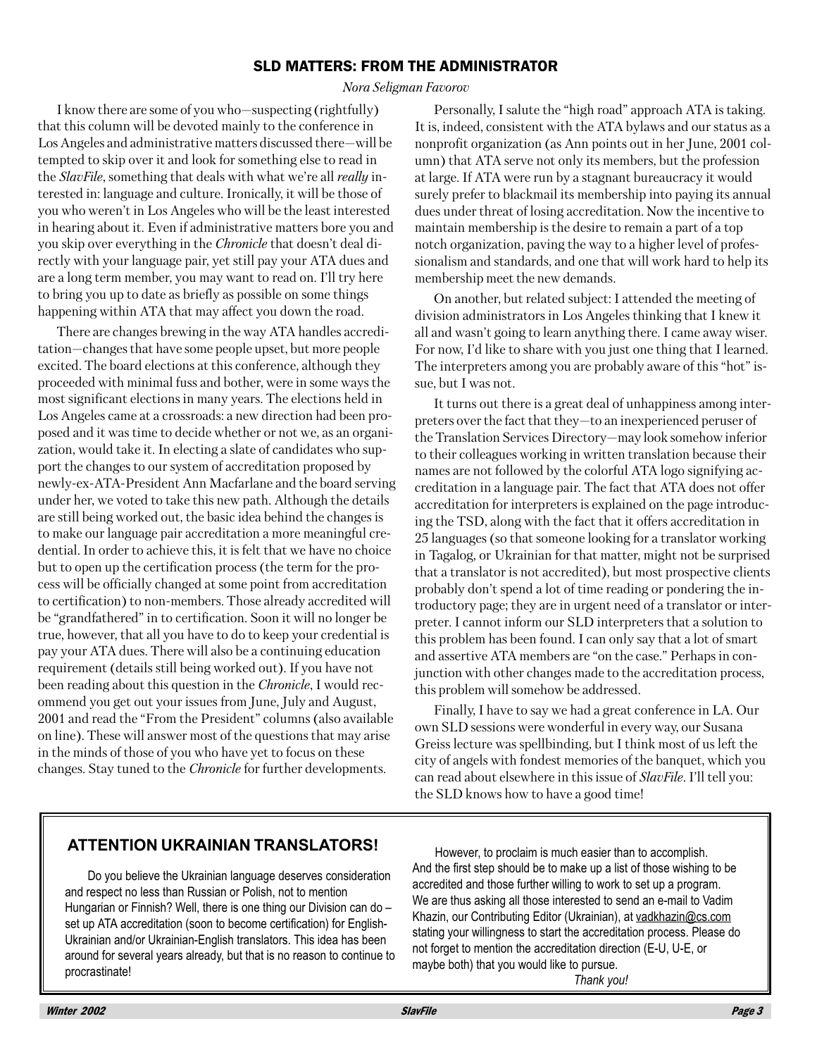## SLD MATTERS: FROM THE ADMINISTRATOR

*Nora Seligman Favorov*

I know there are some of you who—suspecting (rightfully) that this column will be devoted mainly to the conference in Los Angeles and administrative matters discussed there—will be tempted to skip over it and look for something else to read in the *SlavFile*, something that deals with what we're all *really* interested in: language and culture. Ironically, it will be those of you who weren't in Los Angeles who will be the least interested in hearing about it. Even if administrative matters bore you and you skip over everything in the *Chronicle* that doesn't deal directly with your language pair, yet still pay your ATA dues and are a long term member, you may want to read on. I'll try here to bring you up to date as briefly as possible on some things happening within ATA that may affect you down the road.

There are changes brewing in the way ATA handles accreditation—changes that have some people upset, but more people excited. The board elections at this conference, although they proceeded with minimal fuss and bother, were in some ways the most significant elections in many years. The elections held in Los Angeles came at a crossroads: a new direction had been proposed and it was time to decide whether or not we, as an organization, would take it. In electing a slate of candidates who support the changes to our system of accreditation proposed by newly-ex-ATA-President Ann Macfarlane and the board serving under her, we voted to take this new path. Although the details are still being worked out, the basic idea behind the changes is to make our language pair accreditation a more meaningful credential. In order to achieve this, it is felt that we have no choice but to open up the certification process (the term for the process will be officially changed at some point from accreditation to certification) to non-members. Those already accredited will be "grandfathered" in to certification. Soon it will no longer be true, however, that all you have to do to keep your credential is pay your ATA dues. There will also be a continuing education requirement (details still being worked out). If you have not been reading about this question in the *Chronicle*, I would recommend you get out your issues from June, July and August, 2001 and read the "From the President" columns (also available on line). These will answer most of the questions that may arise in the minds of those of you who have yet to focus on these changes. Stay tuned to the *Chronicle* for further developments.

Personally, I salute the "high road" approach ATA is taking. It is, indeed, consistent with the ATA bylaws and our status as a nonprofit organization (as Ann points out in her June, 2001 column) that ATA serve not only its members, but the profession at large. If ATA were run by a stagnant bureaucracy it would surely prefer to blackmail its membership into paying its annual dues under threat of losing accreditation. Now the incentive to maintain membership is the desire to remain a part of a top notch organization, paving the way to a higher level of professionalism and standards, and one that will work hard to help its membership meet the new demands.

On another, but related subject: I attended the meeting of division administrators in Los Angeles thinking that I knew it all and wasn't going to learn anything there. I came away wiser. For now, I'd like to share with you just one thing that I learned. The interpreters among you are probably aware of this "hot" issue, but I was not.

It turns out there is a great deal of unhappiness among interpreters over the fact that they—to an inexperienced peruser of the Translation Services Directory—may look somehow inferior to their colleagues working in written translation because their names are not followed by the colorful ATA logo signifying accreditation in a language pair. The fact that ATA does not offer accreditation for interpreters is explained on the page introducing the TSD, along with the fact that it offers accreditation in 25 languages (so that someone looking for a translator working in Tagalog, or Ukrainian for that matter, might not be surprised that a translator is not accredited), but most prospective clients probably don't spend a lot of time reading or pondering the introductory page; they are in urgent need of a translator or interpreter. I cannot inform our SLD interpreters that a solution to this problem has been found. I can only say that a lot of smart and assertive ATA members are "on the case." Perhaps in conjunction with other changes made to the accreditation process, this problem will somehow be addressed.

Finally, I have to say we had a great conference in LA. Our own SLD sessions were wonderful in every way, our Susana Greiss lecture was spellbinding, but I think most of us left the city of angels with fondest memories of the banquet, which you can read about elsewhere in this issue of *SlavFile*. I'll tell you: the SLD knows how to have a good time!

---

### ATTENTION UKRAINIAN TRANSLATORS!

Do you believe the Ukrainian language deserves consideration and respect no less than Russian or Polish, not to mention Hungarian or Finnish? Well, there is one thing our Division can do – set up ATA accreditation (soon to become certification) for English-Ukrainian and/or Ukrainian-English translators. This idea has been around for several years already, but that is no reason to continue to procrastinate!

However, to proclaim is much easier than to accomplish. And the first step should be to make up a list of those wishing to be accredited and those further willing to work to set up a program. We are thus asking all those interested to send an e-mail to Vadim Khazin, our Contributing Editor (Ukrainian), at vadkhazin@cs.com stating your willingness to start the accreditation process. Please do not forget to mention the accreditation direction (E-U, U-E, or maybe both) that you would like to pursue.

*Thank you!*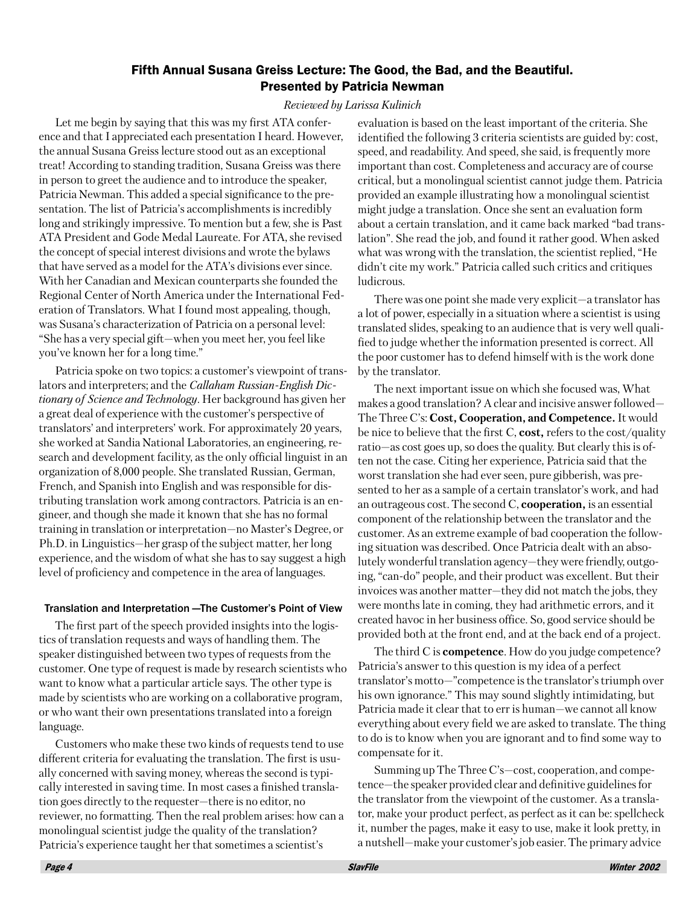## Fifth Annual Susana Greiss Lecture: The Good, the Bad, and the Beautiful. Presented by Patricia Newman

*Reviewed by Larissa Kulinich*

Let me begin by saying that this was my first ATA conference and that I appreciated each presentation I heard. However, the annual Susana Greiss lecture stood out as an exceptional treat! According to standing tradition, Susana Greiss was there in person to greet the audience and to introduce the speaker, Patricia Newman. This added a special significance to the presentation. The list of Patricia's accomplishments is incredibly long and strikingly impressive. To mention but a few, she is Past ATA President and Gode Medal Laureate. For ATA, she revised the concept of special interest divisions and wrote the bylaws that have served as a model for the ATA's divisions ever since. With her Canadian and Mexican counterparts she founded the Regional Center of North America under the International Federation of Translators. What I found most appealing, though, was Susana's characterization of Patricia on a personal level: "She has a very special gift—when you meet her, you feel like you've known her for a long time."

Patricia spoke on two topics: a customer's viewpoint of translators and interpreters; and the *Callaham Russian-English Dictionary of Science and Technology*. Her background has given her a great deal of experience with the customer's perspective of translators' and interpreters' work. For approximately 20 years, she worked at Sandia National Laboratories, an engineering, research and development facility, as the only official linguist in an organization of 8,000 people. She translated Russian, German, French, and Spanish into English and was responsible for distributing translation work among contractors. Patricia is an engineer, and though she made it known that she has no formal training in translation or interpretation—no Master's Degree, or Ph.D. in Linguistics—her grasp of the subject matter, her long experience, and the wisdom of what she has to say suggest a high level of proficiency and competence in the area of languages.

### Translation and Interpretation —The Customer's Point of View

The first part of the speech provided insights into the logistics of translation requests and ways of handling them. The speaker distinguished between two types of requests from the customer. One type of request is made by research scientists who want to know what a particular article says. The other type is made by scientists who are working on a collaborative program, or who want their own presentations translated into a foreign language.

Customers who make these two kinds of requests tend to use different criteria for evaluating the translation. The first is usually concerned with saving money, whereas the second is typically interested in saving time. In most cases a finished translation goes directly to the requester—there is no editor, no reviewer, no formatting. Then the real problem arises: how can a monolingual scientist judge the quality of the translation? Patricia's experience taught her that sometimes a scientist's evaluation is based on the least important of the criteria. She identified the following 3 criteria scientists are guided by: cost, speed, and readability. And speed, she said, is frequently more important than cost. Completeness and accuracy are of course critical, but a monolingual scientist cannot judge them. Patricia provided an example illustrating how a monolingual scientist might judge a translation. Once she sent an evaluation form about a certain translation, and it came back marked "bad translation". She read the job, and found it rather good. When asked what was wrong with the translation, the scientist replied, "He didn't cite my work." Patricia called such critics and critiques ludicrous.

There was one point she made very explicit—a translator has a lot of power, especially in a situation where a scientist is using translated slides, speaking to an audience that is very well qualified to judge whether the information presented is correct. All the poor customer has to defend himself with is the work done by the translator.

The next important issue on which she focused was, What makes a good translation? A clear and incisive answer followed—The Three C's: **Cost, Cooperation, and Competence.** It would be nice to believe that the first C, **cost,** refers to the cost/quality ratio—as cost goes up, so does the quality. But clearly this is often not the case. Citing her experience, Patricia said that the worst translation she had ever seen, pure gibberish, was presented to her as a sample of a certain translator's work, and had an outrageous cost. The second C, **cooperation,** is an essential component of the relationship between the translator and the customer. As an extreme example of bad cooperation the following situation was described. Once Patricia dealt with an absolutely wonderful translation agency—they were friendly, outgoing, "can-do" people, and their product was excellent. But their invoices was another matter—they did not match the jobs, they were months late in coming, they had arithmetic errors, and it created havoc in her business office. So, good service should be provided both at the front end, and at the back end of a project.

The third C is **competence**. How do you judge competence? Patricia's answer to this question is my idea of a perfect translator's motto—"competence is the translator's triumph over his own ignorance." This may sound slightly intimidating, but Patricia made it clear that to err is human—we cannot all know everything about every field we are asked to translate. The thing to do is to know when you are ignorant and to find some way to compensate for it.

Summing up The Three C's—cost, cooperation, and competence—the speaker provided clear and definitive guidelines for the translator from the viewpoint of the customer. As a translator, make your product perfect, as perfect as it can be: spellcheck it, number the pages, make it easy to use, make it look pretty, in a nutshell—make your customer's job easier. The primary advice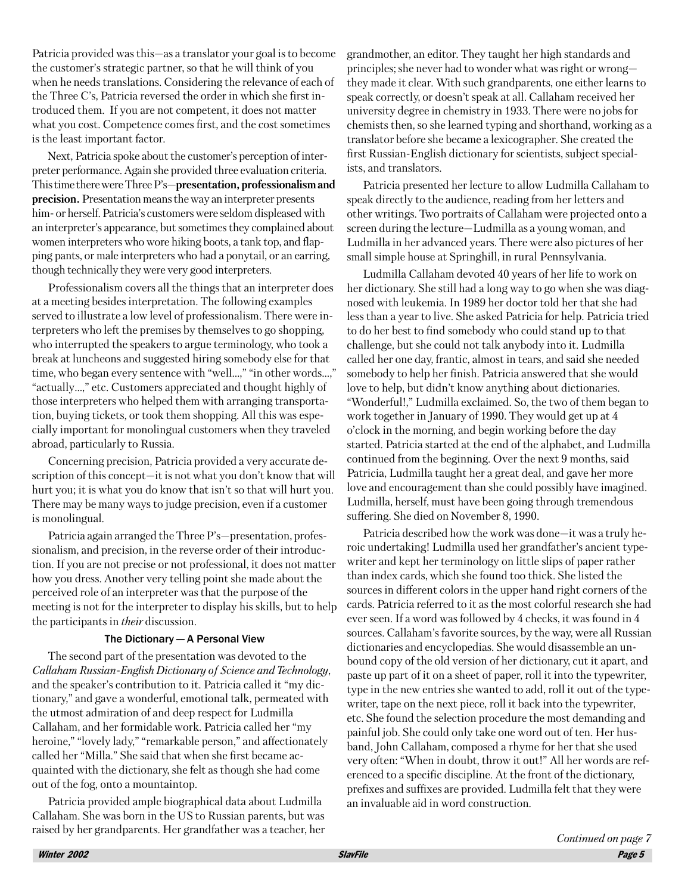Patricia provided was this—as a translator your goal is to become the customer's strategic partner, so that he will think of you when he needs translations. Considering the relevance of each of the Three C's, Patricia reversed the order in which she first introduced them. If you are not competent, it does not matter what you cost. Competence comes first, and the cost sometimes is the least important factor.

Next, Patricia spoke about the customer's perception of interpreter performance. Again she provided three evaluation criteria. This time there were Three P's—**presentation, professionalism and precision.** Presentation means the way an interpreter presents him- or herself. Patricia's customers were seldom displeased with an interpreter's appearance, but sometimes they complained about women interpreters who wore hiking boots, a tank top, and flapping pants, or male interpreters who had a ponytail, or an earring, though technically they were very good interpreters.

Professionalism covers all the things that an interpreter does at a meeting besides interpretation. The following examples served to illustrate a low level of professionalism. There were interpreters who left the premises by themselves to go shopping, who interrupted the speakers to argue terminology, who took a break at luncheons and suggested hiring somebody else for that time, who began every sentence with "well...," "in other words...," "actually...," etc. Customers appreciated and thought highly of those interpreters who helped them with arranging transportation, buying tickets, or took them shopping. All this was especially important for monolingual customers when they traveled abroad, particularly to Russia.

Concerning precision, Patricia provided a very accurate description of this concept—it is not what you don't know that will hurt you; it is what you do know that isn't so that will hurt you. There may be many ways to judge precision, even if a customer is monolingual.

Patricia again arranged the Three P's—presentation, professionalism, and precision, in the reverse order of their introduction. If you are not precise or not professional, it does not matter how you dress. Another very telling point she made about the perceived role of an interpreter was that the purpose of the meeting is not for the interpreter to display his skills, but to help the participants in *their* discussion.

### The Dictionary — A Personal View

The second part of the presentation was devoted to the *Callaham Russian-English Dictionary of Science and Technology*, and the speaker's contribution to it. Patricia called it "my dictionary," and gave a wonderful, emotional talk, permeated with the utmost admiration of and deep respect for Ludmilla Callaham, and her formidable work. Patricia called her "my heroine," "lovely lady," "remarkable person," and affectionately called her "Milla." She said that when she first became acquainted with the dictionary, she felt as though she had come out of the fog, onto a mountaintop.

Patricia provided ample biographical data about Ludmilla Callaham. She was born in the US to Russian parents, but was raised by her grandparents. Her grandfather was a teacher, her grandmother, an editor. They taught her high standards and principles; she never had to wonder what was right or wrong—they made it clear. With such grandparents, one either learns to speak correctly, or doesn't speak at all. Callaham received her university degree in chemistry in 1933. There were no jobs for chemists then, so she learned typing and shorthand, working as a translator before she became a lexicographer. She created the first Russian-English dictionary for scientists, subject specialists, and translators.

Patricia presented her lecture to allow Ludmilla Callaham to speak directly to the audience, reading from her letters and other writings. Two portraits of Callaham were projected onto a screen during the lecture—Ludmilla as a young woman, and Ludmilla in her advanced years. There were also pictures of her small simple house at Springhill, in rural Pennsylvania.

Ludmilla Callaham devoted 40 years of her life to work on her dictionary. She still had a long way to go when she was diagnosed with leukemia. In 1989 her doctor told her that she had less than a year to live. She asked Patricia for help. Patricia tried to do her best to find somebody who could stand up to that challenge, but she could not talk anybody into it. Ludmilla called her one day, frantic, almost in tears, and said she needed somebody to help her finish. Patricia answered that she would love to help, but didn't know anything about dictionaries. "Wonderful!," Ludmilla exclaimed. So, the two of them began to work together in January of 1990. They would get up at 4 o'clock in the morning, and begin working before the day started. Patricia started at the end of the alphabet, and Ludmilla continued from the beginning. Over the next 9 months, said Patricia, Ludmilla taught her a great deal, and gave her more love and encouragement than she could possibly have imagined. Ludmilla, herself, must have been going through tremendous suffering. She died on November 8, 1990.

Patricia described how the work was done—it was a truly heroic undertaking! Ludmilla used her grandfather's ancient typewriter and kept her terminology on little slips of paper rather than index cards, which she found too thick. She listed the sources in different colors in the upper hand right corners of the cards. Patricia referred to it as the most colorful research she had ever seen. If a word was followed by 4 checks, it was found in 4 sources. Callaham's favorite sources, by the way, were all Russian dictionaries and encyclopedias. She would disassemble an unbound copy of the old version of her dictionary, cut it apart, and paste up part of it on a sheet of paper, roll it into the typewriter, type in the new entries she wanted to add, roll it out of the typewriter, tape on the next piece, roll it back into the typewriter, etc. She found the selection procedure the most demanding and painful job. She could only take one word out of ten. Her husband, John Callaham, composed a rhyme for her that she used very often: "When in doubt, throw it out!" All her words are referenced to a specific discipline. At the front of the dictionary, prefixes and suffixes are provided. Ludmilla felt that they were an invaluable aid in word construction.

*Continued on page 7*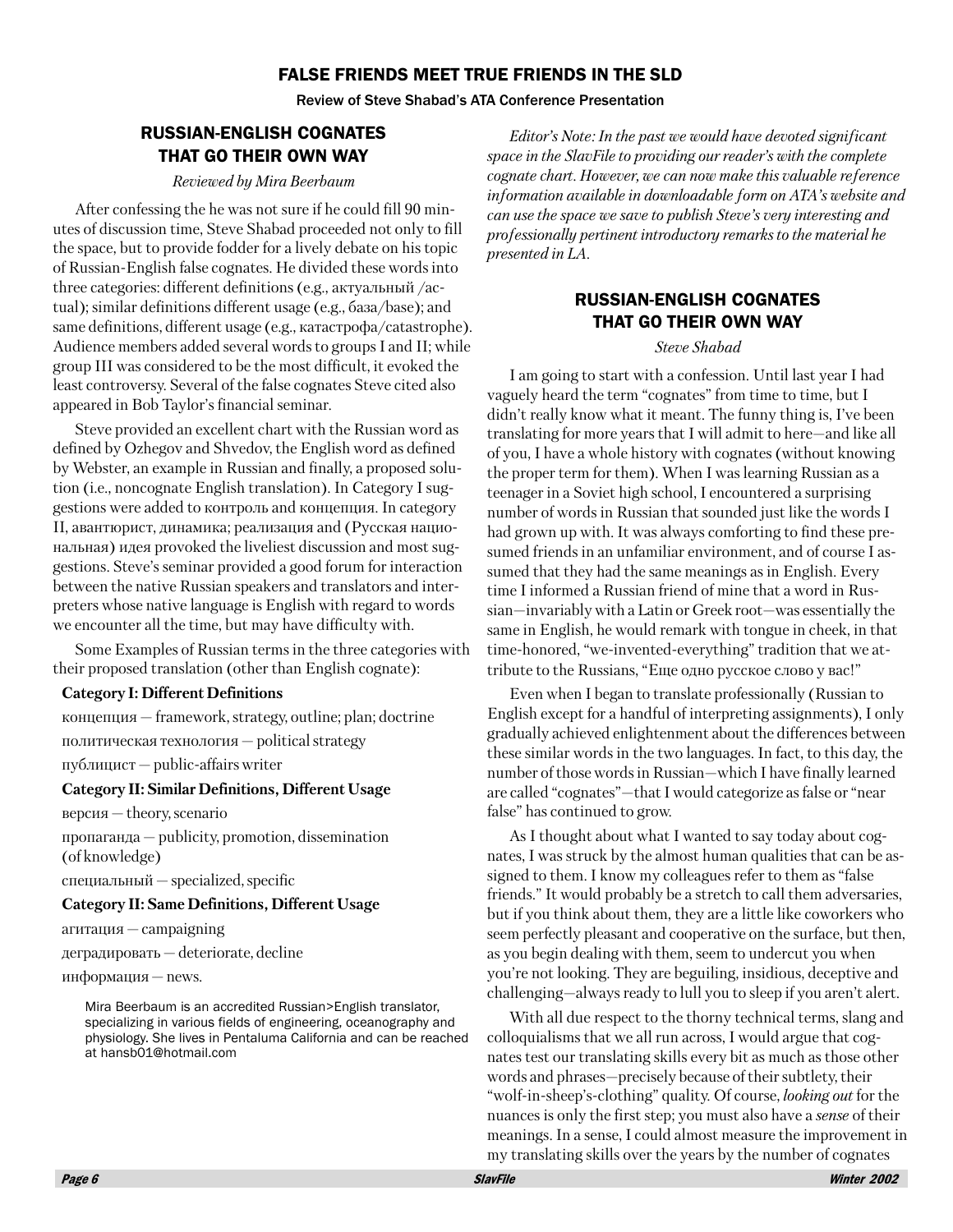# FALSE FRIENDS MEET TRUE FRIENDS IN THE SLD

**Review of Steve Shabad's ATA Conference Presentation**

## RUSSIAN-ENGLISH COGNATES THAT GO THEIR OWN WAY

*Reviewed by Mira Beerbaum*

After confessing the he was not sure if he could fill 90 minutes of discussion time, Steve Shabad proceeded not only to fill the space, but to provide fodder for a lively debate on his topic of Russian-English false cognates. He divided these words into three categories: different definitions (e.g., актуальный /actual); similar definitions different usage (e.g., база/base); and same definitions, different usage (e.g., катастрофа/catastrophe). Audience members added several words to groups I and II; while group III was considered to be the most difficult, it evoked the least controversy. Several of the false cognates Steve cited also appeared in Bob Taylor's financial seminar.

Steve provided an excellent chart with the Russian word as defined by Ozhegov and Shvedov, the English word as defined by Webster, an example in Russian and finally, a proposed solution (i.e., noncognate English translation). In Category I suggestions were added to контроль and концепция. In category II, авантюрист, динамика; реализация and (Русская национальная) идея provoked the liveliest discussion and most suggestions. Steve's seminar provided a good forum for interaction between the native Russian speakers and translators and interpreters whose native language is English with regard to words we encounter all the time, but may have difficulty with.

Some Examples of Russian terms in the three categories with their proposed translation (other than English cognate):

**Category I: Different Definitions**

концепция — framework, strategy, outline; plan; doctrine

политическая технология — political strategy

публицист — public-affairs writer

**Category II: Similar Definitions, Different Usage**

версия — theory, scenario

пропаганда — publicity, promotion, dissemination (of knowledge)

специальный — specialized, specific

**Category II: Same Definitions, Different Usage**

агитация — campaigning

деградировать — deteriorate, decline

информация — news.

Mira Beerbaum is an accredited Russian>English translator, specializing in various fields of engineering, oceanography and physiology. She lives in Pentaluma California and can be reached at hansb01@hotmail.com

*Editor's Note: In the past we would have devoted significant space in the SlavFile to providing our reader's with the complete cognate chart. However, we can now make this valuable reference information available in downloadable form on ATA's website and can use the space we save to publish Steve's very interesting and professionally pertinent introductory remarks to the material he presented in LA.*

## RUSSIAN-ENGLISH COGNATES THAT GO THEIR OWN WAY

*Steve Shabad*

I am going to start with a confession. Until last year I had vaguely heard the term "cognates" from time to time, but I didn't really know what it meant. The funny thing is, I've been translating for more years that I will admit to here—and like all of you, I have a whole history with cognates (without knowing the proper term for them). When I was learning Russian as a teenager in a Soviet high school, I encountered a surprising number of words in Russian that sounded just like the words I had grown up with. It was always comforting to find these presumed friends in an unfamiliar environment, and of course I assumed that they had the same meanings as in English. Every time I informed a Russian friend of mine that a word in Russian—invariably with a Latin or Greek root—was essentially the same in English, he would remark with tongue in cheek, in that time-honored, "we-invented-everything" tradition that we attribute to the Russians, "Еще одно русское слово у вас!"

Even when I began to translate professionally (Russian to English except for a handful of interpreting assignments), I only gradually achieved enlightenment about the differences between these similar words in the two languages. In fact, to this day, the number of those words in Russian—which I have finally learned are called "cognates"—that I would categorize as false or "near false" has continued to grow.

As I thought about what I wanted to say today about cognates, I was struck by the almost human qualities that can be assigned to them. I know my colleagues refer to them as "false friends." It would probably be a stretch to call them adversaries, but if you think about them, they are a little like coworkers who seem perfectly pleasant and cooperative on the surface, but then, as you begin dealing with them, seem to undercut you when you're not looking. They are beguiling, insidious, deceptive and challenging—always ready to lull you to sleep if you aren't alert.

With all due respect to the thorny technical terms, slang and colloquialisms that we all run across, I would argue that cognates test our translating skills every bit as much as those other words and phrases—precisely because of their subtlety, their "wolf-in-sheep's-clothing" quality. Of course, *looking out* for the nuances is only the first step; you must also have a *sense* of their meanings. In a sense, I could almost measure the improvement in my translating skills over the years by the number of cognates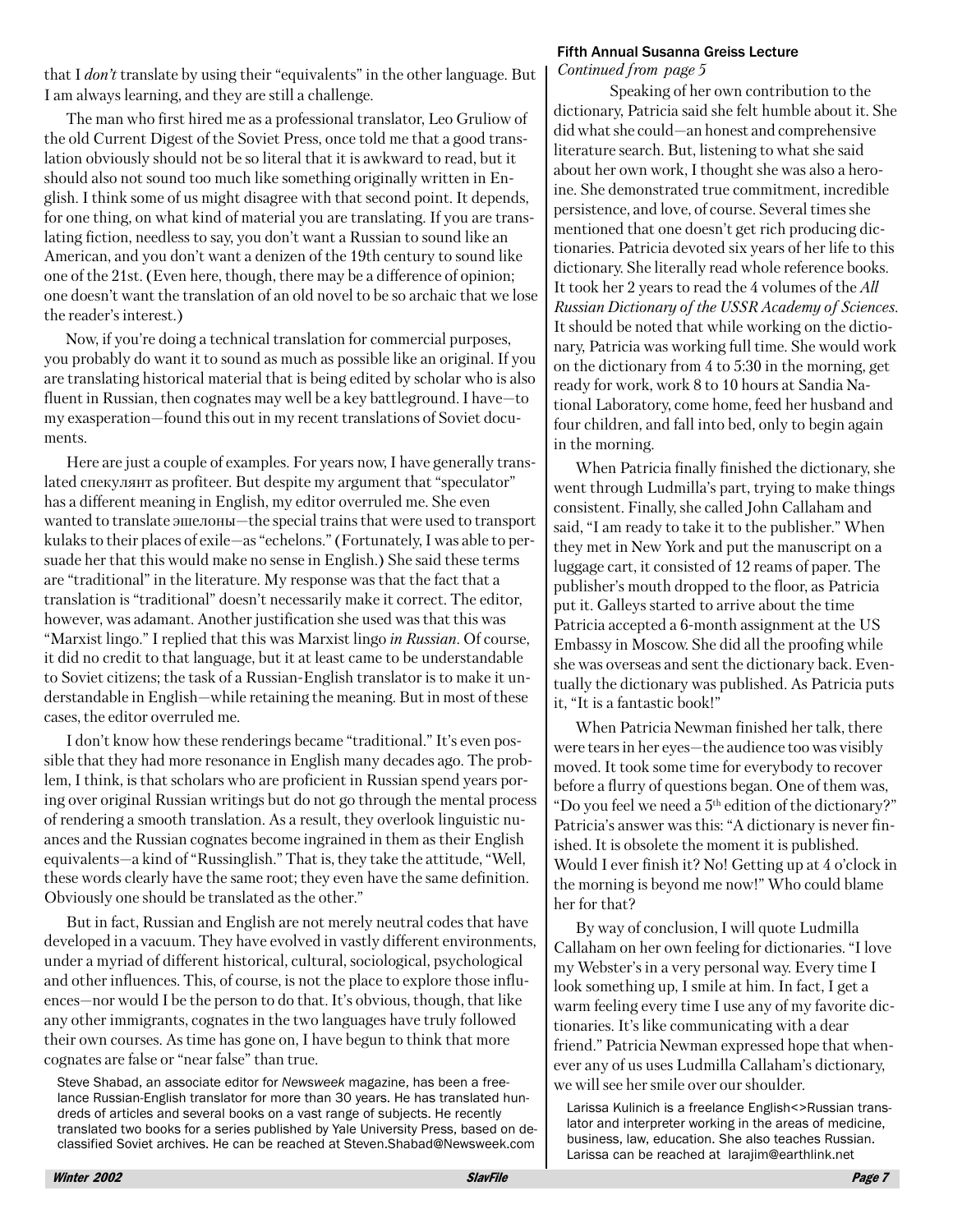that I *don't* translate by using their "equivalents" in the other language. But I am always learning, and they are still a challenge.

The man who first hired me as a professional translator, Leo Gruliow of the old Current Digest of the Soviet Press, once told me that a good translation obviously should not be so literal that it is awkward to read, but it should also not sound too much like something originally written in English. I think some of us might disagree with that second point. It depends, for one thing, on what kind of material you are translating. If you are translating fiction, needless to say, you don't want a Russian to sound like an American, and you don't want a denizen of the 19th century to sound like one of the 21st. (Even here, though, there may be a difference of opinion; one doesn't want the translation of an old novel to be so archaic that we lose the reader's interest.)

Now, if you're doing a technical translation for commercial purposes, you probably do want it to sound as much as possible like an original. If you are translating historical material that is being edited by scholar who is also fluent in Russian, then cognates may well be a key battleground. I have—to my exasperation—found this out in my recent translations of Soviet documents.

Here are just a couple of examples. For years now, I have generally translated спекулянт as profiteer. But despite my argument that "speculator" has a different meaning in English, my editor overruled me. She even wanted to translate эшелоны—the special trains that were used to transport kulaks to their places of exile—as "echelons." (Fortunately, I was able to persuade her that this would make no sense in English.) She said these terms are "traditional" in the literature. My response was that the fact that a translation is "traditional" doesn't necessarily make it correct. The editor, however, was adamant. Another justification she used was that this was "Marxist lingo." I replied that this was Marxist lingo *in Russian*. Of course, it did no credit to that language, but it at least came to be understandable to Soviet citizens; the task of a Russian-English translator is to make it understandable in English—while retaining the meaning. But in most of these cases, the editor overruled me.

I don't know how these renderings became "traditional." It's even possible that they had more resonance in English many decades ago. The problem, I think, is that scholars who are proficient in Russian spend years poring over original Russian writings but do not go through the mental process of rendering a smooth translation. As a result, they overlook linguistic nuances and the Russian cognates become ingrained in them as their English equivalents—a kind of "Russinglish." That is, they take the attitude, "Well, these words clearly have the same root; they even have the same definition. Obviously one should be translated as the other."

But in fact, Russian and English are not merely neutral codes that have developed in a vacuum. They have evolved in vastly different environments, under a myriad of different historical, cultural, sociological, psychological and other influences. This, of course, is not the place to explore those influences—nor would I be the person to do that. It's obvious, though, that like any other immigrants, cognates in the two languages have truly followed their own courses. As time has gone on, I have begun to think that more cognates are false or "near false" than true.

Steve Shabad, an associate editor for *Newsweek* magazine, has been a freelance Russian-English translator for more than 30 years. He has translated hundreds of articles and several books on a vast range of subjects. He recently translated two books for a series published by Yale University Press, based on declassified Soviet archives. He can be reached at Steven.Shabad@Newsweek.com

### Fifth Annual Susanna Greiss Lecture

*Continued from page 5*

Speaking of her own contribution to the dictionary, Patricia said she felt humble about it. She did what she could—an honest and comprehensive literature search. But, listening to what she said about her own work, I thought she was also a heroine. She demonstrated true commitment, incredible persistence, and love, of course. Several times she mentioned that one doesn't get rich producing dictionaries. Patricia devoted six years of her life to this dictionary. She literally read whole reference books. It took her 2 years to read the 4 volumes of the *All Russian Dictionary of the USSR Academy of Sciences*. It should be noted that while working on the dictionary, Patricia was working full time. She would work on the dictionary from 4 to 5:30 in the morning, get ready for work, work 8 to 10 hours at Sandia National Laboratory, come home, feed her husband and four children, and fall into bed, only to begin again in the morning.

When Patricia finally finished the dictionary, she went through Ludmilla's part, trying to make things consistent. Finally, she called John Callaham and said, "I am ready to take it to the publisher." When they met in New York and put the manuscript on a luggage cart, it consisted of 12 reams of paper. The publisher's mouth dropped to the floor, as Patricia put it. Galleys started to arrive about the time Patricia accepted a 6-month assignment at the US Embassy in Moscow. She did all the proofing while she was overseas and sent the dictionary back. Eventually the dictionary was published. As Patricia puts it, "It is a fantastic book!"

When Patricia Newman finished her talk, there were tears in her eyes—the audience too was visibly moved. It took some time for everybody to recover before a flurry of questions began. One of them was, "Do you feel we need a 5th edition of the dictionary?" Patricia's answer was this: "A dictionary is never finished. It is obsolete the moment it is published. Would I ever finish it? No! Getting up at 4 o'clock in the morning is beyond me now!" Who could blame her for that?

By way of conclusion, I will quote Ludmilla Callaham on her own feeling for dictionaries. "I love my Webster's in a very personal way. Every time I look something up, I smile at him. In fact, I get a warm feeling every time I use any of my favorite dictionaries. It's like communicating with a dear friend." Patricia Newman expressed hope that whenever any of us uses Ludmilla Callaham's dictionary, we will see her smile over our shoulder.

Larissa Kulinich is a freelance English<>Russian translator and interpreter working in the areas of medicine, business, law, education. She also teaches Russian. Larissa can be reached at larajim@earthlink.net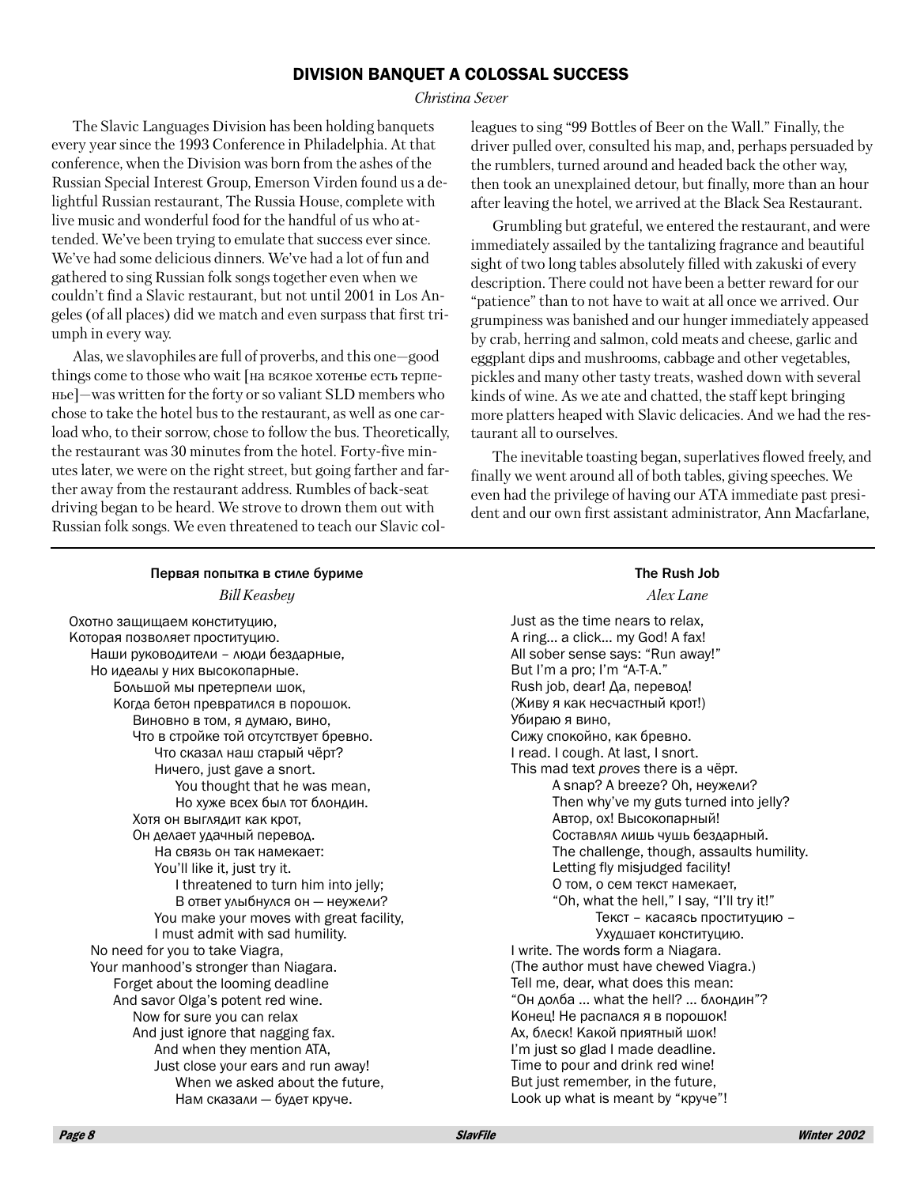## DIVISION BANQUET A COLOSSAL SUCCESS

*Christina Sever*

The Slavic Languages Division has been holding banquets every year since the 1993 Conference in Philadelphia. At that conference, when the Division was born from the ashes of the Russian Special Interest Group, Emerson Virden found us a delightful Russian restaurant, The Russia House, complete with live music and wonderful food for the handful of us who attended. We've been trying to emulate that success ever since. We've had some delicious dinners. We've had a lot of fun and gathered to sing Russian folk songs together even when we couldn't find a Slavic restaurant, but not until 2001 in Los Angeles (of all places) did we match and even surpass that first triumph in every way.

Alas, we slavophiles are full of proverbs, and this one—good things come to those who wait [на всякое хотенье есть терпенье]—was written for the forty or so valiant SLD members who chose to take the hotel bus to the restaurant, as well as one carload who, to their sorrow, chose to follow the bus. Theoretically, the restaurant was 30 minutes from the hotel. Forty-five minutes later, we were on the right street, but going farther and farther away from the restaurant address. Rumbles of back-seat driving began to be heard. We strove to drown them out with Russian folk songs. We even threatened to teach our Slavic colleagues to sing "99 Bottles of Beer on the Wall." Finally, the driver pulled over, consulted his map, and, perhaps persuaded by the rumblers, turned around and headed back the other way, then took an unexplained detour, but finally, more than an hour after leaving the hotel, we arrived at the Black Sea Restaurant.

Grumbling but grateful, we entered the restaurant, and were immediately assailed by the tantalizing fragrance and beautiful sight of two long tables absolutely filled with zakuski of every description. There could not have been a better reward for our "patience" than to not have to wait at all once we arrived. Our grumpiness was banished and our hunger immediately appeased by crab, herring and salmon, cold meats and cheese, garlic and eggplant dips and mushrooms, cabbage and other vegetables, pickles and many other tasty treats, washed down with several kinds of wine. As we ate and chatted, the staff kept bringing more platters heaped with Slavic delicacies. And we had the restaurant all to ourselves.

The inevitable toasting began, superlatives flowed freely, and finally we went around all of both tables, giving speeches. We even had the privilege of having our ATA immediate past president and our own first assistant administrator, Ann Macfarlane,

---

### Первая попытка в стиле буриме

*Bill Keasbey*

Охотно защищаем конституцию,  
Которая позволяет проституцию.  
Наши руководители – люди бездарные,  
Но идеалы у них высокопарные.  
Большой мы претерпели шок,  
Когда бетон превратился в порошок.  
Виновно в том, я думаю, вино,  
Что в стройке той отсутствует бревно.  
Что сказал наш старый чёрт?  
Ничего, just gave a snort.  
You thought that he was mean,  
Но хуже всех был тот блондин.  
Хотя он выглядит как крот,  
Он делает удачный перевод.  
На связь он так намекает:  
You'll like it, just try it.  
I threatened to turn him into jelly;  
В ответ улыбнулся он — неужели?  
You make your moves with great facility,  
I must admit with sad humility.  
No need for you to take Viagra,  
Your manhood's stronger than Niagara.  
Forget about the looming deadline  
And savor Olga's potent red wine.  
Now for sure you can relax  
And just ignore that nagging fax.  
And when they mention ATA,  
Just close your ears and run away!  
When we asked about the future,  
Нам сказали — будет круче.

### The Rush Job

*Alex Lane*

Just as the time nears to relax,  
A ring... a click... my God! A fax!  
All sober sense says: "Run away!"  
But I'm a pro; I'm "A-T-A."  
Rush job, dear! Да, перевод!  
(Живу я как несчастный крот!)  
Убираю я вино,  
Сижу спокойно, как бревно.  
I read. I cough. At last, I snort.  
This mad text *proves* there is a чёрт.  
A snap? A breeze? Oh, неужели?  
Then why've my guts turned into jelly?  
Автор, ох! Высокопарный!  
Составлял лишь чушь бездарный.  
The challenge, though, assaults humility.  
Letting fly misjudged facility!  
О том, о сем текст намекает,  
"Oh, what the hell," I say, "I'll try it!"  
Текст – касаясь проституцию –  
Ухудшает конституцию.  
I write. The words form a Niagara.  
(The author must have chewed Viagra.)  
Tell me, dear, what does this mean:  
"Он долба ... what the hell? ... блондин"?  
Конец! Не распался я в порошок!  
Ах, блеск! Какой приятный шок!  
I'm just so glad I made deadline.  
Time to pour and drink red wine!  
But just remember, in the future,  
Look up what is meant by "круче"!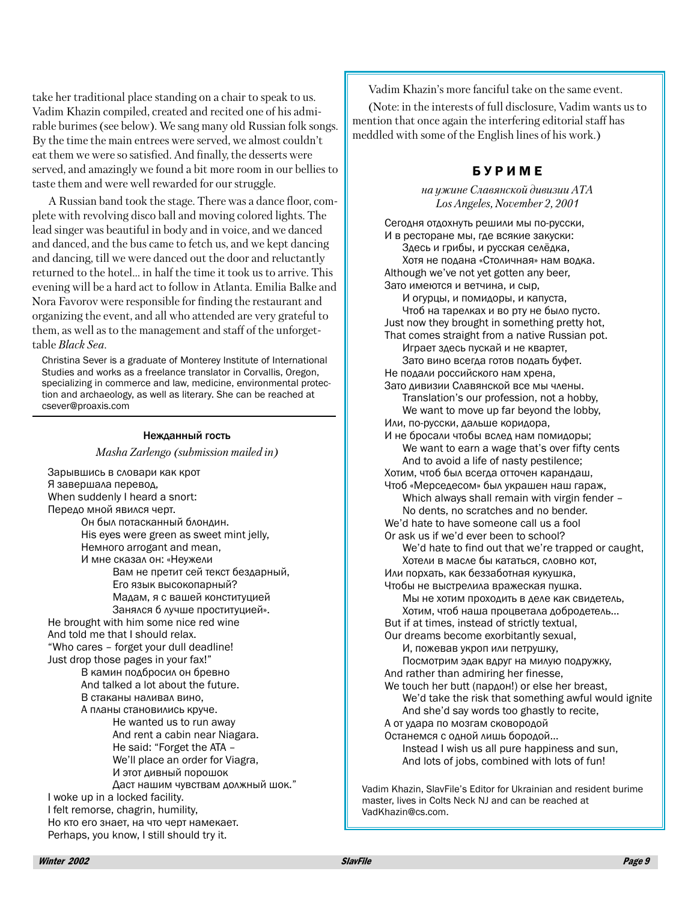take her traditional place standing on a chair to speak to us. Vadim Khazin compiled, created and recited one of his admirable burimes (see below). We sang many old Russian folk songs. By the time the main entrees were served, we almost couldn't eat them we were so satisfied. And finally, the desserts were served, and amazingly we found a bit more room in our bellies to taste them and were well rewarded for our struggle.

A Russian band took the stage. There was a dance floor, complete with revolving disco ball and moving colored lights. The lead singer was beautiful in body and in voice, and we danced and danced, and the bus came to fetch us, and we kept dancing and dancing, till we were danced out the door and reluctantly returned to the hotel... in half the time it took us to arrive. This evening will be a hard act to follow in Atlanta. Emilia Balke and Nora Favorov were responsible for finding the restaurant and organizing the event, and all who attended are very grateful to them, as well as to the management and staff of the unforgettable *Black Sea*.

Christina Sever is a graduate of Monterey Institute of International Studies and works as a freelance translator in Corvallis, Oregon, specializing in commerce and law, medicine, environmental protection and archaeology, as well as literary. She can be reached at csever@proaxis.com

### Нежданный гость

*Masha Zarlengo (submission mailed in)*

Зарывшись в словари как крот  
Я завершала перевод,  
When suddenly I heard a snort:  
Передо мной явился черт.  
Он был потасканный блондин.  
His eyes were green as sweet mint jelly,  
Немного arrogant and mean,  
И мне сказал он: «Неужели  
Вам не претит сей текст бездарный,  
Его язык высокопарный?  
Мадам, я с вашей конституцией  
Занялся б лучше проституцией».  
He brought with him some nice red wine  
And told me that I should relax.  
"Who cares – forget your dull deadline!  
Just drop those pages in your fax!"  
В камин подбросил он бревно  
And talked a lot about the future.  
В стаканы наливал вино,  
А планы становились круче.  
He wanted us to run away  
And rent a cabin near Niagara.  
He said: "Forget the ATA –  
We'll place an order for Viagra,  
И этот дивный порошок  
Даст нашим чувствам должный шок."  
I woke up in a locked facility.  
I felt remorse, chagrin, humility,  
Но кто его знает, на что черт намекает.  
Perhaps, you know, I still should try it.

Vadim Khazin's more fanciful take on the same event.

(Note: in the interests of full disclosure, Vadim wants us to mention that once again the interfering editorial staff has meddled with some of the English lines of his work.)

### БУРИМЕ

*на ужине Славянской дивизии АТА*  
*Los Angeles, November 2, 2001*

Сегодня отдохнуть решили мы по-русски,  
И в ресторане мы, где всякие закуски:  
Здесь и грибы, и русская селёдка,  
Хотя не подана «Столичная» нам водка.  
Although we've not yet gotten any beer,  
Зато имеются и ветчина, и сыр,  
И огурцы, и помидоры, и капуста,  
Чтоб на тарелках и во рту не было пусто.  
Just now they brought in something pretty hot,  
That comes straight from a native Russian pot.  
Играет здесь пускай и не квартет,  
Зато вино всегда готов подать буфет.  
Не подали российского нам хрена,  
Зато дивизии Славянской все мы члены.  
Translation's our profession, not a hobby,  
We want to move up far beyond the lobby,  
Или, по-русски, дальше коридора,  
И не бросали чтобы вслед нам помидоры;  
We want to earn a wage that's over fifty cents  
And to avoid a life of nasty pestilence;  
Хотим, чтоб был всегда отточен карандаш,  
Чтоб «Мерседесом» был украшен наш гараж,  
Which always shall remain with virgin fender –  
No dents, no scratches and no bender.  
We'd hate to have someone call us a fool  
Or ask us if we'd ever been to school?  
We'd hate to find out that we're trapped or caught,  
Хотели в масле бы кататься, словно кот,  
Или порхать, как беззаботная кукушка,  
Чтобы не выстрелила вражеская пушка.  
Мы не хотим проходить в деле как свидетель,  
Хотим, чтоб наша процветала добродетель...  
But if at times, instead of strictly textual,  
Our dreams become exorbitantly sexual,  
И, пожевав укроп или петрушку,  
Посмотрим эдак вдруг на милую подружку,  
And rather than admiring her finesse,  
We touch her butt (пардон!) or else her breast,  
We'd take the risk that something awful would ignite  
And she'd say words too ghastly to recite,  
А от удара по мозгам сковородой  
Останемся с одной лишь бородой...  
Instead I wish us all pure happiness and sun,  
And lots of jobs, combined with lots of fun!

Vadim Khazin, SlavFile's Editor for Ukrainian and resident burime master, lives in Colts Neck NJ and can be reached at VadKhazin@cs.com.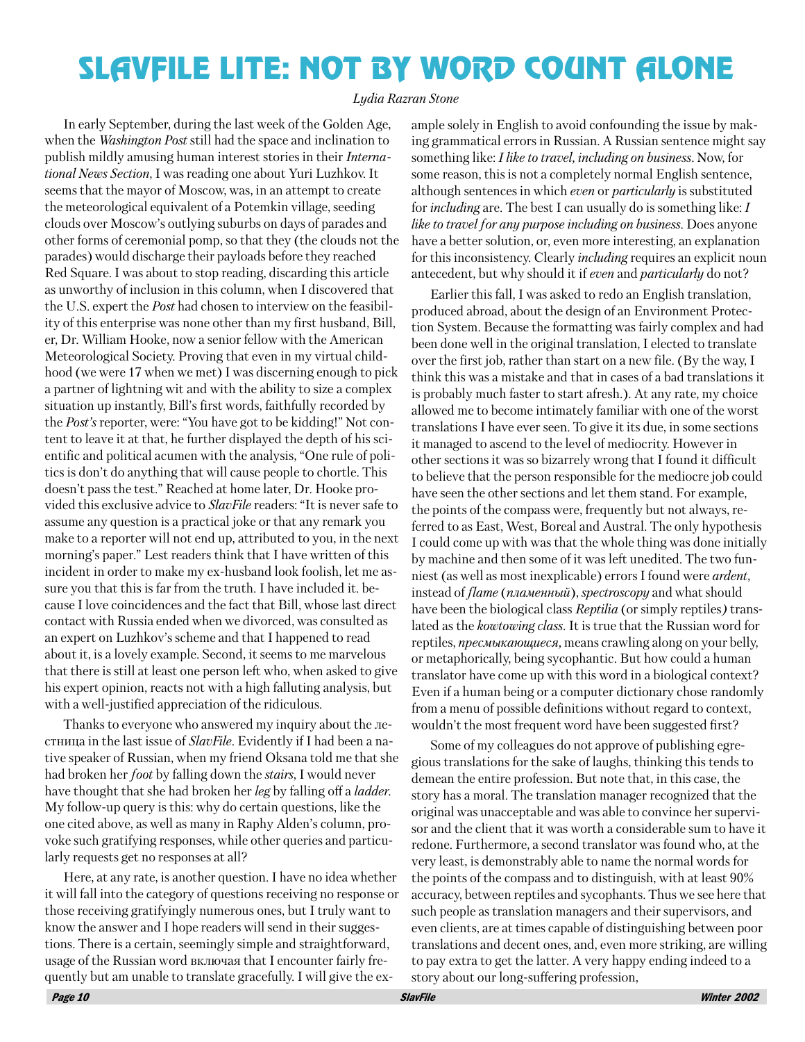# SLAVFILE LITE: NOT BY WORD COUNT ALONE

*Lydia Razran Stone*

In early September, during the last week of the Golden Age, when the *Washington Post* still had the space and inclination to publish mildly amusing human interest stories in their *International News Section*, I was reading one about Yuri Luzhkov. It seems that the mayor of Moscow, was, in an attempt to create the meteorological equivalent of a Potemkin village, seeding clouds over Moscow's outlying suburbs on days of parades and other forms of ceremonial pomp, so that they (the clouds not the parades) would discharge their payloads before they reached Red Square. I was about to stop reading, discarding this article as unworthy of inclusion in this column, when I discovered that the U.S. expert the *Post* had chosen to interview on the feasibility of this enterprise was none other than my first husband, Bill, er, Dr. William Hooke, now a senior fellow with the American Meteorological Society. Proving that even in my virtual childhood (we were 17 when we met) I was discerning enough to pick a partner of lightning wit and with the ability to size a complex situation up instantly, Bill's first words, faithfully recorded by the *Post's* reporter, were: "You have got to be kidding!" Not content to leave it at that, he further displayed the depth of his scientific and political acumen with the analysis, "One rule of politics is don't do anything that will cause people to chortle. This doesn't pass the test." Reached at home later, Dr. Hooke provided this exclusive advice to *SlavFile* readers: "It is never safe to assume any question is a practical joke or that any remark you make to a reporter will not end up, attributed to you, in the next morning's paper." Lest readers think that I have written of this incident in order to make my ex-husband look foolish, let me assure you that this is far from the truth. I have included it. because I love coincidences and the fact that Bill, whose last direct contact with Russia ended when we divorced, was consulted as an expert on Luzhkov's scheme and that I happened to read about it, is a lovely example. Second, it seems to me marvelous that there is still at least one person left who, when asked to give his expert opinion, reacts not with a high falluting analysis, but with a well-justified appreciation of the ridiculous.

Thanks to everyone who answered my inquiry about the лестница in the last issue of *SlavFile*. Evidently if I had been a native speaker of Russian, when my friend Oksana told me that she had broken her *foot* by falling down the *stairs*, I would never have thought that she had broken her *leg* by falling off a *ladder*. My follow-up query is this: why do certain questions, like the one cited above, as well as many in Raphy Alden's column, provoke such gratifying responses, while other queries and particularly requests get no responses at all?

Here, at any rate, is another question. I have no idea whether it will fall into the category of questions receiving no response or those receiving gratifyingly numerous ones, but I truly want to know the answer and I hope readers will send in their suggestions. There is a certain, seemingly simple and straightforward, usage of the Russian word включая that I encounter fairly frequently but am unable to translate gracefully. I will give the example solely in English to avoid confounding the issue by making grammatical errors in Russian. A Russian sentence might say something like: *I like to travel, including on business*. Now, for some reason, this is not a completely normal English sentence, although sentences in which *even* or *particularly* is substituted for *including* are. The best I can usually do is something like: *I like to travel for any purpose including on business*. Does anyone have a better solution, or, even more interesting, an explanation for this inconsistency. Clearly *including* requires an explicit noun antecedent, but why should it if *even* and *particularly* do not?

Earlier this fall, I was asked to redo an English translation, produced abroad, about the design of an Environment Protection System. Because the formatting was fairly complex and had been done well in the original translation, I elected to translate over the first job, rather than start on a new file. (By the way, I think this was a mistake and that in cases of a bad translations it is probably much faster to start afresh.). At any rate, my choice allowed me to become intimately familiar with one of the worst translations I have ever seen. To give it its due, in some sections it managed to ascend to the level of mediocrity. However in other sections it was so bizarrely wrong that I found it difficult to believe that the person responsible for the mediocre job could have seen the other sections and let them stand. For example, the points of the compass were, frequently but not always, referred to as East, West, Boreal and Austral. The only hypothesis I could come up with was that the whole thing was done initially by machine and then some of it was left unedited. The two funniest (as well as most inexplicable) errors I found were *ardent*, instead of *flame* (*пламенный*), *spectroscopy* and what should have been the biological class *Reptilia* (or simply reptiles*)* translated as the *kowtowing class*. It is true that the Russian word for reptiles, *пресмыкающиеся*, means crawling along on your belly, or metaphorically, being sycophantic. But how could a human translator have come up with this word in a biological context? Even if a human being or a computer dictionary chose randomly from a menu of possible definitions without regard to context, wouldn't the most frequent word have been suggested first?

Some of my colleagues do not approve of publishing egregious translations for the sake of laughs, thinking this tends to demean the entire profession. But note that, in this case, the story has a moral. The translation manager recognized that the original was unacceptable and was able to convince her supervisor and the client that it was worth a considerable sum to have it redone. Furthermore, a second translator was found who, at the very least, is demonstrably able to name the normal words for the points of the compass and to distinguish, with at least 90% accuracy, between reptiles and sycophants. Thus we see here that such people as translation managers and their supervisors, and even clients, are at times capable of distinguishing between poor translations and decent ones, and, even more striking, are willing to pay extra to get the latter. A very happy ending indeed to a story about our long-suffering profession,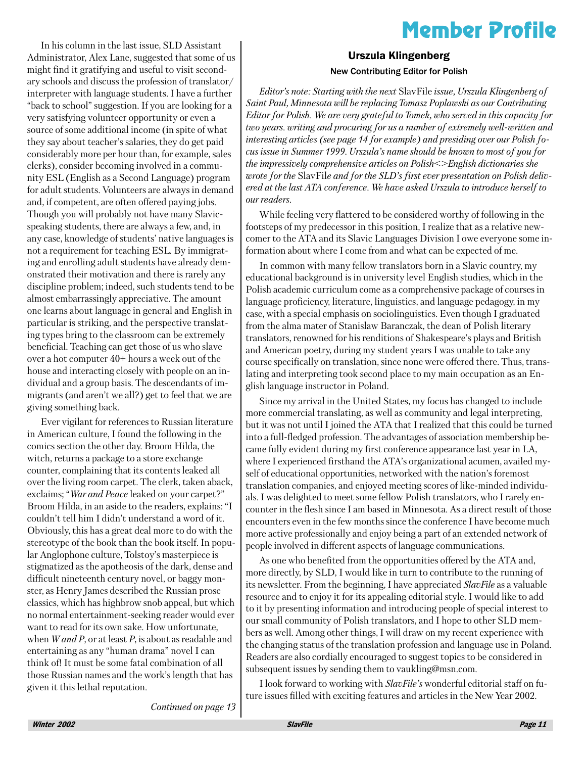In his column in the last issue, SLD Assistant Administrator, Alex Lane, suggested that some of us might find it gratifying and useful to visit secondary schools and discuss the profession of translator/interpreter with language students. I have a further "back to school" suggestion. If you are looking for a very satisfying volunteer opportunity or even a source of some additional income (in spite of what they say about teacher's salaries, they do get paid considerably more per hour than, for example, sales clerks), consider becoming involved in a community ESL (English as a Second Language) program for adult students. Volunteers are always in demand and, if competent, are often offered paying jobs. Though you will probably not have many Slavic-speaking students, there are always a few, and, in any case, knowledge of students' native languages is not a requirement for teaching ESL. By immigrating and enrolling adult students have already demonstrated their motivation and there is rarely any discipline problem; indeed, such students tend to be almost embarrassingly appreciative. The amount one learns about language in general and English in particular is striking, and the perspective translating types bring to the classroom can be extremely beneficial. Teaching can get those of us who slave over a hot computer 40+ hours a week out of the house and interacting closely with people on an individual and a group basis. The descendants of immigrants (and aren't we all?) get to feel that we are giving something back.

Ever vigilant for references to Russian literature in American culture, I found the following in the comics section the other day. Broom Hilda, the witch, returns a package to a store exchange counter, complaining that its contents leaked all over the living room carpet. The clerk, taken aback, exclaims; "*War and Peace* leaked on your carpet?" Broom Hilda, in an aside to the readers, explains: "I couldn't tell him I didn't understand a word of it. Obviously, this has a great deal more to do with the stereotype of the book than the book itself. In popular Anglophone culture, Tolstoy's masterpiece is stigmatized as the apotheosis of the dark, dense and difficult nineteenth century novel, or baggy monster, as Henry James described the Russian prose classics, which has highbrow snob appeal, but which no normal entertainment-seeking reader would ever want to read for its own sake. How unfortunate, when *W and P*, or at least *P*, is about as readable and entertaining as any "human drama" novel I can think of! It must be some fatal combination of all those Russian names and the work's length that has given it this lethal reputation.

*Continued on page 13*

# Member Profile

## Urszula Klingenberg

### New Contributing Editor for Polish

*Editor's note: Starting with the next* SlavFile *issue, Urszula Klingenberg of Saint Paul, Minnesota will be replacing Tomasz Poplawski as our Contributing Editor for Polish. We are very grateful to Tomek, who served in this capacity for two years. writing and procuring for us a number of extremely well-written and interesting articles (see page 14 for example) and presiding over our Polish focus issue in Summer 1999. Urszula's name should be known to most of you for the impressively comprehensive articles on Polish<>English dictionaries she wrote for the* SlavFil*e and for the SLD's first ever presentation on Polish delivered at the last ATA conference. We have asked Urszula to introduce herself to our readers.*

While feeling very flattered to be considered worthy of following in the footsteps of my predecessor in this position, I realize that as a relative newcomer to the ATA and its Slavic Languages Division I owe everyone some information about where I come from and what can be expected of me.

In common with many fellow translators born in a Slavic country, my educational background is in university level English studies, which in the Polish academic curriculum come as a comprehensive package of courses in language proficiency, literature, linguistics, and language pedagogy, in my case, with a special emphasis on sociolinguistics. Even though I graduated from the alma mater of Stanislaw Baranczak, the dean of Polish literary translators, renowned for his renditions of Shakespeare's plays and British and American poetry, during my student years I was unable to take any course specifically on translation, since none were offered there. Thus, translating and interpreting took second place to my main occupation as an English language instructor in Poland.

Since my arrival in the United States, my focus has changed to include more commercial translating, as well as community and legal interpreting, but it was not until I joined the ATA that I realized that this could be turned into a full-fledged profession. The advantages of association membership became fully evident during my first conference appearance last year in LA, where I experienced firsthand the ATA's organizational acumen, availed myself of educational opportunities, networked with the nation's foremost translation companies, and enjoyed meeting scores of like-minded individuals. I was delighted to meet some fellow Polish translators, who I rarely encounter in the flesh since I am based in Minnesota. As a direct result of those encounters even in the few months since the conference I have become much more active professionally and enjoy being a part of an extended network of people involved in different aspects of language communications.

As one who benefited from the opportunities offered by the ATA and, more directly, by SLD, I would like in turn to contribute to the running of its newsletter. From the beginning, I have appreciated *SlavFile* as a valuable resource and to enjoy it for its appealing editorial style. I would like to add to it by presenting information and introducing people of special interest to our small community of Polish translators, and I hope to other SLD members as well. Among other things, I will draw on my recent experience with the changing status of the translation profession and language use in Poland. Readers are also cordially encouraged to suggest topics to be considered in subsequent issues by sending them to vaukling@msn.com.

I look forward to working with *SlavFile's* wonderful editorial staff on future issues filled with exciting features and articles in the New Year 2002.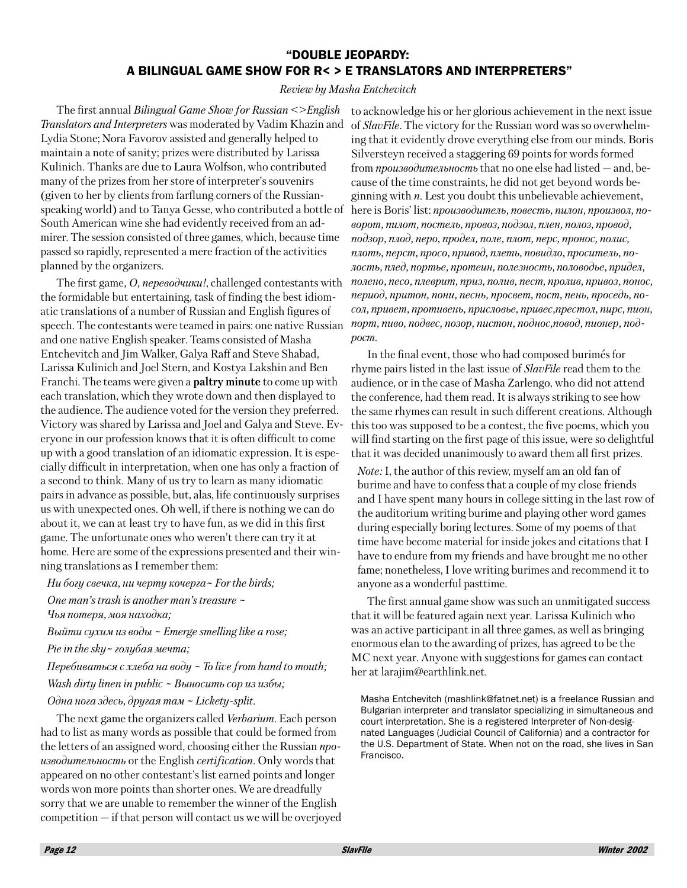## "DOUBLE JEOPARDY: A BILINGUAL GAME SHOW FOR R< > E TRANSLATORS AND INTERPRETERS"

*Review by Masha Entchevitch*

The first annual *Bilingual Game Show for Russian <>English Translators and Interpreters* was moderated by Vadim Khazin and Lydia Stone; Nora Favorov assisted and generally helped to maintain a note of sanity; prizes were distributed by Larissa Kulinich. Thanks are due to Laura Wolfson, who contributed many of the prizes from her store of interpreter's souvenirs (given to her by clients from farflung corners of the Russian-speaking world) and to Tanya Gesse, who contributed a bottle of South American wine she had evidently received from an admirer. The session consisted of three games, which, because time passed so rapidly, represented a mere fraction of the activities planned by the organizers.

The first game, *О, переводчики!*, challenged contestants with the formidable but entertaining, task of finding the best idiomatic translations of a number of Russian and English figures of speech. The contestants were teamed in pairs: one native Russian and one native English speaker. Teams consisted of Masha Entchevitch and Jim Walker, Galya Raff and Steve Shabad, Larissa Kulinich and Joel Stern, and Kostya Lakshin and Ben Franchi. The teams were given a **paltry minute** to come up with each translation, which they wrote down and then displayed to the audience. The audience voted for the version they preferred. Victory was shared by Larissa and Joel and Galya and Steve. Everyone in our profession knows that it is often difficult to come up with a good translation of an idiomatic expression. It is especially difficult in interpretation, when one has only a fraction of a second to think. Many of us try to learn as many idiomatic pairs in advance as possible, but, alas, life continuously surprises us with unexpected ones. Oh well, if there is nothing we can do about it, we can at least try to have fun, as we did in this first game. The unfortunate ones who weren't there can try it at home. Here are some of the expressions presented and their winning translations as I remember them:

*Ни богу свечка, ни черту кочерга ~ For the birds;*

*One man's trash is another man's treasure ~ Чья потеря, моя находка;*

*Выйти сухим из воды ~ Emerge smelling like a rose;*

*Pie in the sky ~ голубая мечта;*

*Перебиваться с хлеба на воду ~ To live from hand to mouth;*

*Wash dirty linen in public ~ Выносить сор из избы;*

*Одна нога здесь, другая там ~ Lickety-split.*

The next game the organizers called *Verbarium*. Each person had to list as many words as possible that could be formed from the letters of an assigned word, choosing either the Russian *производительность* or the English *certification*. Only words that appeared on no other contestant's list earned points and longer words won more points than shorter ones. We are dreadfully sorry that we are unable to remember the winner of the English competition — if that person will contact us we will be overjoyed to acknowledge his or her glorious achievement in the next issue of *SlavFile*. The victory for the Russian word was so overwhelming that it evidently drove everything else from our minds. Boris Silversteyn received a staggering 69 points for words formed from *производительность* that no one else had listed — and, because of the time constraints, he did not get beyond words beginning with *п*. Lest you doubt this unbelievable achievement, here is Boris' list: *производитель, повесть, пилон, произвол, поворот, пилот, постель, провоз, подзол, плен, полоз, провод, подзор, плод, перо, продел, поле, плот, перс, пронос, полис, плоть, перст, просо, привод, плеть, повидло, проситель, полость, плед, портье, протеин, полезность, половодье, придел, полено, песо, плеврит, приз, полив, пест, пролив, привоз, понос, период, притон, пони, песнь, просвет, пост, пень, проседь, посол, привет, противень, присловье, привес,престол, пирс, пион, порт, пиво, подвес, позор, пистон, поднос,повод, пионер, подрост.*

In the final event, those who had composed burimés for rhyme pairs listed in the last issue of *SlavFile* read them to the audience, or in the case of Masha Zarlengo, who did not attend the conference, had them read. It is always striking to see how the same rhymes can result in such different creations. Although this too was supposed to be a contest, the five poems, which you will find starting on the first page of this issue, were so delightful that it was decided unanimously to award them all first prizes.

*Note:* I, the author of this review, myself am an old fan of burime and have to confess that a couple of my close friends and I have spent many hours in college sitting in the last row of the auditorium writing burime and playing other word games during especially boring lectures. Some of my poems of that time have become material for inside jokes and citations that I have to endure from my friends and have brought me no other fame; nonetheless, I love writing burimes and recommend it to anyone as a wonderful pasttime.

The first annual game show was such an unmitigated success that it will be featured again next year. Larissa Kulinich who was an active participant in all three games, as well as bringing enormous elan to the awarding of prizes, has agreed to be the MC next year. Anyone with suggestions for games can contact her at larajim@earthlink.net.

Masha Entchevitch (mashlink@fatnet.net) is a freelance Russian and Bulgarian interpreter and translator specializing in simultaneous and court interpretation. She is a registered Interpreter of Non-designated Languages (Judicial Council of California) and a contractor for the U.S. Department of State. When not on the road, she lives in San Francisco.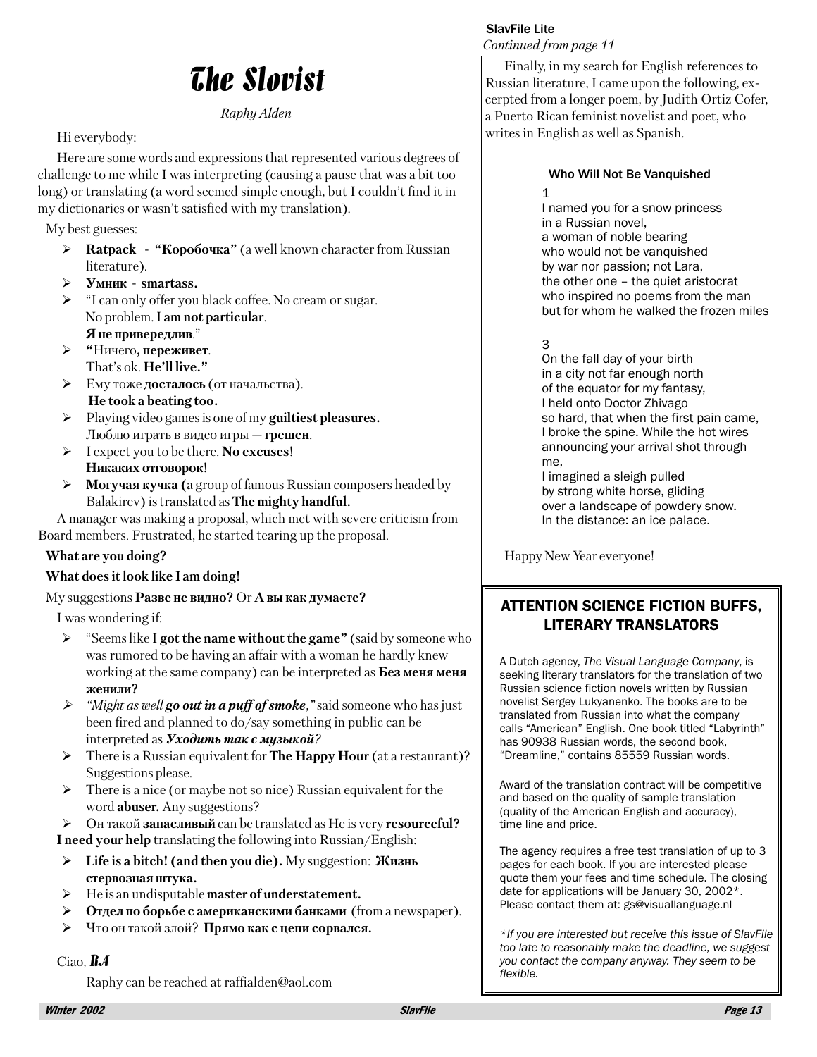# The Slovist

*Raphy Alden*

Hi everybody:

Here are some words and expressions that represented various degrees of challenge to me while I was interpreting (causing a pause that was a bit too long) or translating (a word seemed simple enough, but I couldn't find it in my dictionaries or wasn't satisfied with my translation).

My best guesses:

- **Ratpack** - **"Коробочка"** (a well known character from Russian literature).
- **Умник** - **smartass.**
- "I can only offer you black coffee. No cream or sugar. No problem. I **am not particular**. **Я не привередлив**."
- **"**Ничего**, переживет**. That's ok. **He'll live."**
- Ему тоже **досталось** (от начальства). **He took a beating too.**
- Playing video games is one of my **guiltiest pleasures.** Люблю играть в видео игры — **грешен**.
- I expect you to be there. **No excuses**! **Никаких отговорок**!
- **Могучая кучка (**a group of famous Russian composers headed by Balakirev) is translated as **The mighty handful.**

A manager was making a proposal, which met with severe criticism from Board members. Frustrated, he started tearing up the proposal.

**What are you doing?**

**What does it look like I am doing!**

My suggestions **Разве не видно?** Or **А вы как думаете?**

I was wondering if:

- "Seems like I **got the name without the game"** (said by someone who was rumored to be having an affair with a woman he hardly knew working at the same company) can be interpreted as **Без меня меня женили?**
- *"Might as well* ***go out in a puff of smoke****,"* said someone who has just been fired and planned to do/say something in public can be interpreted as ***Уходить так с музыкой****?*
- There is a Russian equivalent for **The Happy Hour** (at a restaurant)? Suggestions please.
- There is a nice (or maybe not so nice) Russian equivalent for the word **abuser.** Any suggestions?
- Он такой **запасливый** can be translated as He is very **resourceful?**

**I need your help** translating the following into Russian/English:

- **Life is a bitch! (and then you die).** My suggestion: **Жизнь стервозная штука.**
- He is an undisputable **master of understatement.**
- **Отдел по борьбе с американскими банками** (from a newspaper).
- Что он такой злой? **Прямо как с цепи сорвался.**

Ciao, ***RA***

Raphy can be reached at raffialden@aol.com

SlavFile Lite

*Continued from page 11*

Finally, in my search for English references to Russian literature, I came upon the following, excerpted from a longer poem, by Judith Ortiz Cofer, a Puerto Rican feminist novelist and poet, who writes in English as well as Spanish.

**Who Will Not Be Vanquished**

1

I named you for a snow princess
in a Russian novel,
a woman of noble bearing
who would not be vanquished
by war nor passion; not Lara,
the other one – the quiet aristocrat
who inspired no poems from the man
but for whom he walked the frozen miles

3

On the fall day of your birth
in a city not far enough north
of the equator for my fantasy,
I held onto Doctor Zhivago
so hard, that when the first pain came,
I broke the spine. While the hot wires
announcing your arrival shot through
me,
I imagined a sleigh pulled
by strong white horse, gliding
over a landscape of powdery snow.
In the distance: an ice palace.

Happy New Year everyone!

## ATTENTION SCIENCE FICTION BUFFS, LITERARY TRANSLATORS

A Dutch agency, *The Visual Language Company*, is seeking literary translators for the translation of two Russian science fiction novels written by Russian novelist Sergey Lukyanenko. The books are to be translated from Russian into what the company calls "American" English. One book titled "Labyrinth" has 90938 Russian words, the second book, "Dreamline," contains 85559 Russian words.

Award of the translation contract will be competitive and based on the quality of sample translation (quality of the American English and accuracy), time line and price.

The agency requires a free test translation of up to 3 pages for each book. If you are interested please quote them your fees and time schedule. The closing date for applications will be January 30, 2002*. Please contact them at: gs@visuallanguage.nl

*\*If you are interested but receive this issue of SlavFile too late to reasonably make the deadline, we suggest you contact the company anyway. They seem to be flexible.*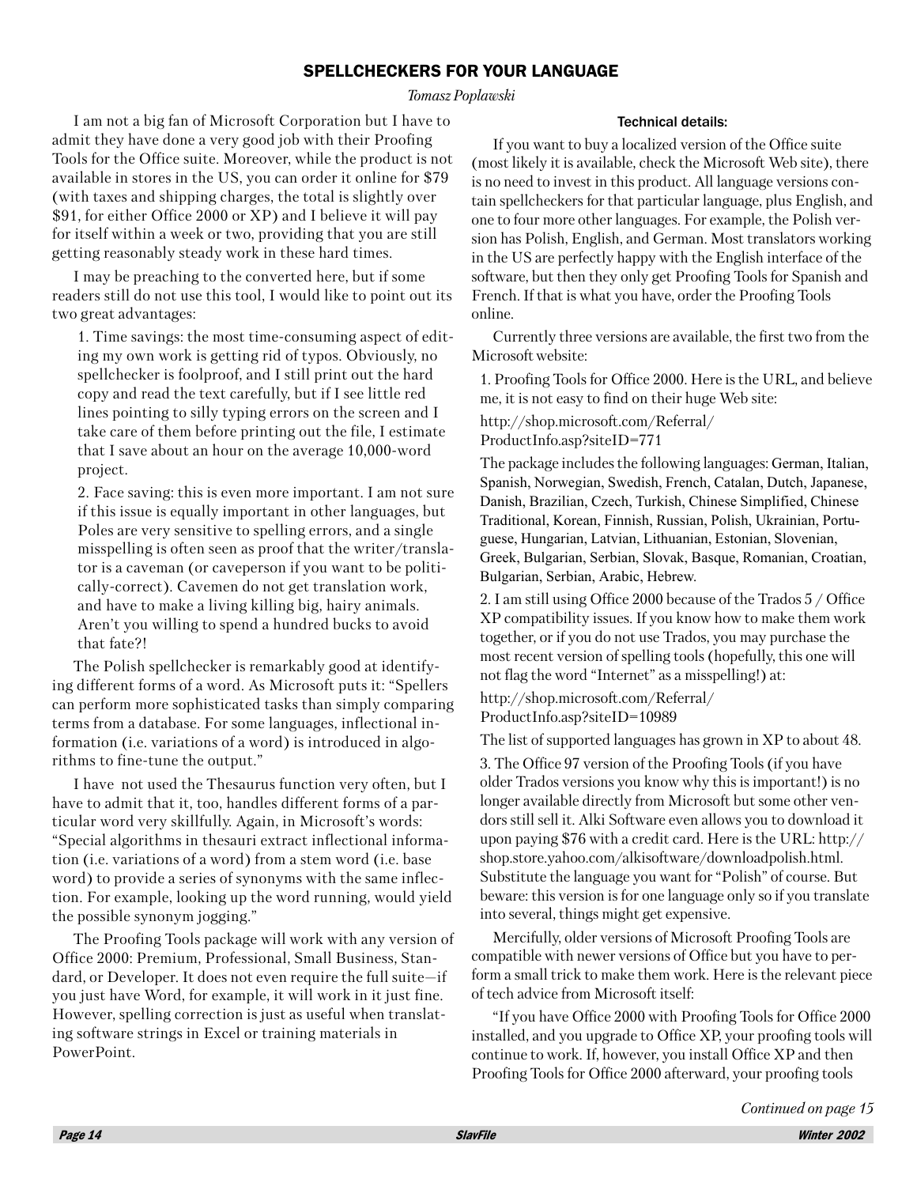## SPELLCHECKERS FOR YOUR LANGUAGE

*Tomasz Poplawski*

I am not a big fan of Microsoft Corporation but I have to admit they have done a very good job with their Proofing Tools for the Office suite. Moreover, while the product is not available in stores in the US, you can order it online for $79 (with taxes and shipping charges, the total is slightly over $91, for either Office 2000 or XP) and I believe it will pay for itself within a week or two, providing that you are still getting reasonably steady work in these hard times.

I may be preaching to the converted here, but if some readers still do not use this tool, I would like to point out its two great advantages:

1. Time savings: the most time-consuming aspect of editing my own work is getting rid of typos. Obviously, no spellchecker is foolproof, and I still print out the hard copy and read the text carefully, but if I see little red lines pointing to silly typing errors on the screen and I take care of them before printing out the file, I estimate that I save about an hour on the average 10,000-word project.

2. Face saving: this is even more important. I am not sure if this issue is equally important in other languages, but Poles are very sensitive to spelling errors, and a single misspelling is often seen as proof that the writer/translator is a caveman (or caveperson if you want to be politically-correct). Cavemen do not get translation work, and have to make a living killing big, hairy animals. Aren't you willing to spend a hundred bucks to avoid that fate?!

The Polish spellchecker is remarkably good at identifying different forms of a word. As Microsoft puts it: "Spellers can perform more sophisticated tasks than simply comparing terms from a database. For some languages, inflectional information (i.e. variations of a word) is introduced in algorithms to fine-tune the output."

I have not used the Thesaurus function very often, but I have to admit that it, too, handles different forms of a particular word very skillfully. Again, in Microsoft's words: "Special algorithms in thesauri extract inflectional information (i.e. variations of a word) from a stem word (i.e. base word) to provide a series of synonyms with the same inflection. For example, looking up the word running, would yield the possible synonym jogging."

The Proofing Tools package will work with any version of Office 2000: Premium, Professional, Small Business, Standard, or Developer. It does not even require the full suite—if you just have Word, for example, it will work in it just fine. However, spelling correction is just as useful when translating software strings in Excel or training materials in PowerPoint.

### Technical details:

If you want to buy a localized version of the Office suite (most likely it is available, check the Microsoft Web site), there is no need to invest in this product. All language versions contain spellcheckers for that particular language, plus English, and one to four more other languages. For example, the Polish version has Polish, English, and German. Most translators working in the US are perfectly happy with the English interface of the software, but then they only get Proofing Tools for Spanish and French. If that is what you have, order the Proofing Tools online.

Currently three versions are available, the first two from the Microsoft website:

1. Proofing Tools for Office 2000. Here is the URL, and believe me, it is not easy to find on their huge Web site:

http://shop.microsoft.com/Referral/ProductInfo.asp?siteID=771

The package includes the following languages: German, Italian, Spanish, Norwegian, Swedish, French, Catalan, Dutch, Japanese, Danish, Brazilian, Czech, Turkish, Chinese Simplified, Chinese Traditional, Korean, Finnish, Russian, Polish, Ukrainian, Portuguese, Hungarian, Latvian, Lithuanian, Estonian, Slovenian, Greek, Bulgarian, Serbian, Slovak, Basque, Romanian, Croatian, Bulgarian, Serbian, Arabic, Hebrew.

2. I am still using Office 2000 because of the Trados 5 / Office XP compatibility issues. If you know how to make them work together, or if you do not use Trados, you may purchase the most recent version of spelling tools (hopefully, this one will not flag the word "Internet" as a misspelling!) at:

http://shop.microsoft.com/Referral/ProductInfo.asp?siteID=10989

The list of supported languages has grown in XP to about 48.

3. The Office 97 version of the Proofing Tools (if you have older Trados versions you know why this is important!) is no longer available directly from Microsoft but some other vendors still sell it. Alki Software even allows you to download it upon paying $76 with a credit card. Here is the URL: http://shop.store.yahoo.com/alkisoftware/downloadpolish.html. Substitute the language you want for "Polish" of course. But beware: this version is for one language only so if you translate into several, things might get expensive.

Mercifully, older versions of Microsoft Proofing Tools are compatible with newer versions of Office but you have to perform a small trick to make them work. Here is the relevant piece of tech advice from Microsoft itself:

"If you have Office 2000 with Proofing Tools for Office 2000 installed, and you upgrade to Office XP, your proofing tools will continue to work. If, however, you install Office XP and then Proofing Tools for Office 2000 afterward, your proofing tools

*Continued on page 15*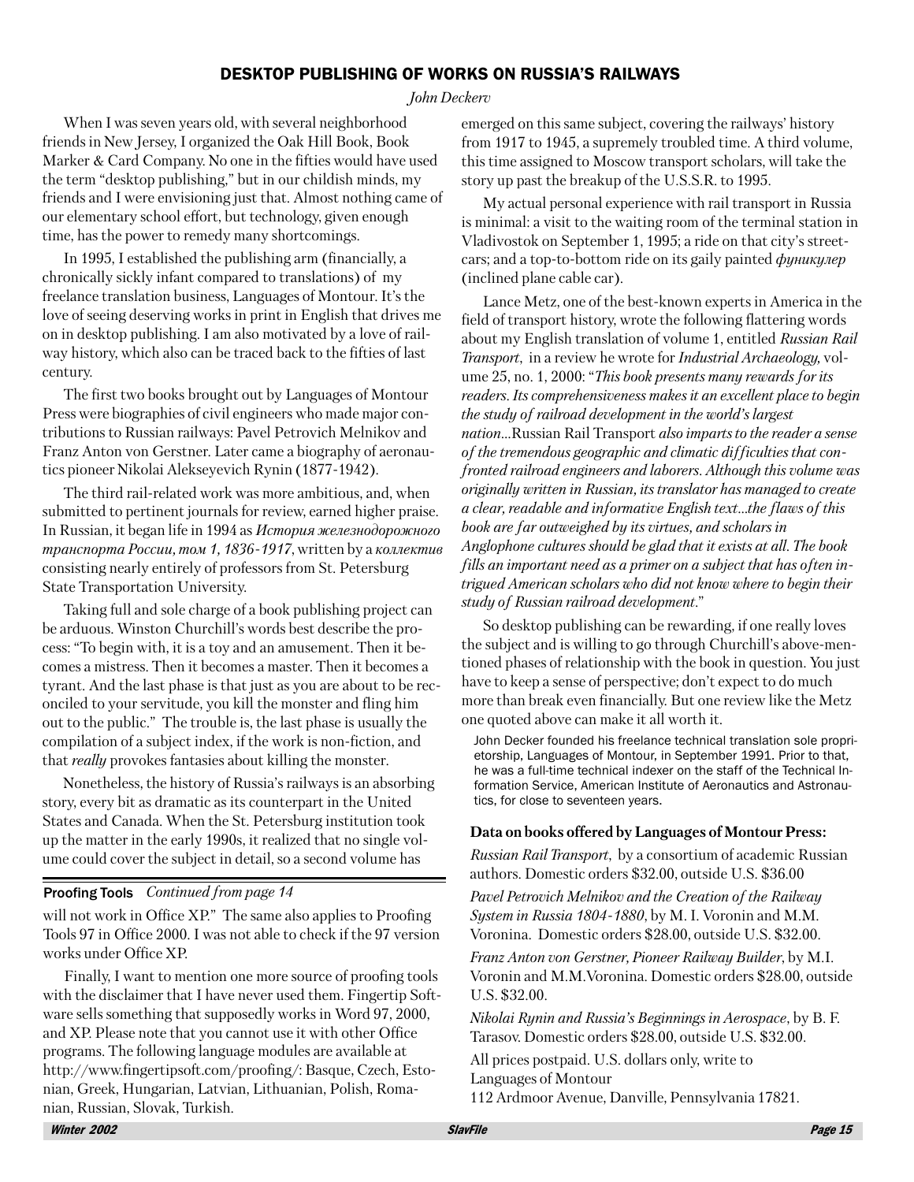## DESKTOP PUBLISHING OF WORKS ON RUSSIA'S RAILWAYS

*John Deckerv*

When I was seven years old, with several neighborhood friends in New Jersey, I organized the Oak Hill Book, Book Marker & Card Company. No one in the fifties would have used the term "desktop publishing," but in our childish minds, my friends and I were envisioning just that. Almost nothing came of our elementary school effort, but technology, given enough time, has the power to remedy many shortcomings.

In 1995, I established the publishing arm (financially, a chronically sickly infant compared to translations) of my freelance translation business, Languages of Montour. It's the love of seeing deserving works in print in English that drives me on in desktop publishing. I am also motivated by a love of railway history, which also can be traced back to the fifties of last century.

The first two books brought out by Languages of Montour Press were biographies of civil engineers who made major contributions to Russian railways: Pavel Petrovich Melnikov and Franz Anton von Gerstner. Later came a biography of aeronautics pioneer Nikolai Alekseyevich Rynin (1877-1942).

The third rail-related work was more ambitious, and, when submitted to pertinent journals for review, earned higher praise. In Russian, it began life in 1994 as *История железнодорожного транспорта России, том 1, 1836-1917*, written by a *коллектив* consisting nearly entirely of professors from St. Petersburg State Transportation University.

Taking full and sole charge of a book publishing project can be arduous. Winston Churchill's words best describe the process: "To begin with, it is a toy and an amusement. Then it becomes a mistress. Then it becomes a master. Then it becomes a tyrant. And the last phase is that just as you are about to be reconciled to your servitude, you kill the monster and fling him out to the public." The trouble is, the last phase is usually the compilation of a subject index, if the work is non-fiction, and that *really* provokes fantasies about killing the monster.

Nonetheless, the history of Russia's railways is an absorbing story, every bit as dramatic as its counterpart in the United States and Canada. When the St. Petersburg institution took up the matter in the early 1990s, it realized that no single volume could cover the subject in detail, so a second volume has emerged on this same subject, covering the railways' history from 1917 to 1945, a supremely troubled time. A third volume, this time assigned to Moscow transport scholars, will take the story up past the breakup of the U.S.S.R. to 1995.

My actual personal experience with rail transport in Russia is minimal: a visit to the waiting room of the terminal station in Vladivostok on September 1, 1995; a ride on that city's streetcars; and a top-to-bottom ride on its gaily painted *фуникулер* (inclined plane cable car).

Lance Metz, one of the best-known experts in America in the field of transport history, wrote the following flattering words about my English translation of volume 1, entitled *Russian Rail Transport*, in a review he wrote for *Industrial Archaeology,* volume 25, no. 1, 2000: "*This book presents many rewards for its readers. Its comprehensiveness makes it an excellent place to begin the study of railroad development in the world's largest nation…*Russian Rail Transport *also imparts to the reader a sense of the tremendous geographic and climatic difficulties that confronted railroad engineers and laborers. Although this volume was originally written in Russian, its translator has managed to create a clear, readable and informative English text…the flaws of this book are far outweighed by its virtues, and scholars in Anglophone cultures should be glad that it exists at all. The book fills an important need as a primer on a subject that has often intrigued American scholars who did not know where to begin their study of Russian railroad development*."

So desktop publishing can be rewarding, if one really loves the subject and is willing to go through Churchill's above-mentioned phases of relationship with the book in question. You just have to keep a sense of perspective; don't expect to do much more than break even financially. But one review like the Metz one quoted above can make it all worth it.

John Decker founded his freelance technical translation sole proprietorship, Languages of Montour, in September 1991. Prior to that, he was a full-time technical indexer on the staff of the Technical Information Service, American Institute of Aeronautics and Astronautics, for close to seventeen years.

**Data on books offered by Languages of Montour Press:**

*Russian Rail Transport*, by a consortium of academic Russian authors. Domestic orders $32.00, outside U.S. $36.00

*Pavel Petrovich Melnikov and the Creation of the Railway System in Russia 1804-1880*, by M. I. Voronin and M.M. Voronina. Domestic orders $28.00, outside U.S. $32.00.

*Franz Anton von Gerstner, Pioneer Railway Builder*, by M.I. Voronin and M.M.Voronina. Domestic orders $28.00, outside U.S. $32.00.

*Nikolai Rynin and Russia's Beginnings in Aerospace*, by B. F. Tarasov. Domestic orders $28.00, outside U.S. $32.00.

All prices postpaid. U.S. dollars only, write to
Languages of Montour
112 Ardmoor Avenue, Danville, Pennsylvania 17821.

---

**Proofing Tools** *Continued from page 14*

will not work in Office XP." The same also applies to Proofing Tools 97 in Office 2000. I was not able to check if the 97 version works under Office XP.

Finally, I want to mention one more source of proofing tools with the disclaimer that I have never used them. Fingertip Software sells something that supposedly works in Word 97, 2000, and XP. Please note that you cannot use it with other Office programs. The following language modules are available at http://www.fingertipsoft.com/proofing/: Basque, Czech, Estonian, Greek, Hungarian, Latvian, Lithuanian, Polish, Romanian, Russian, Slovak, Turkish.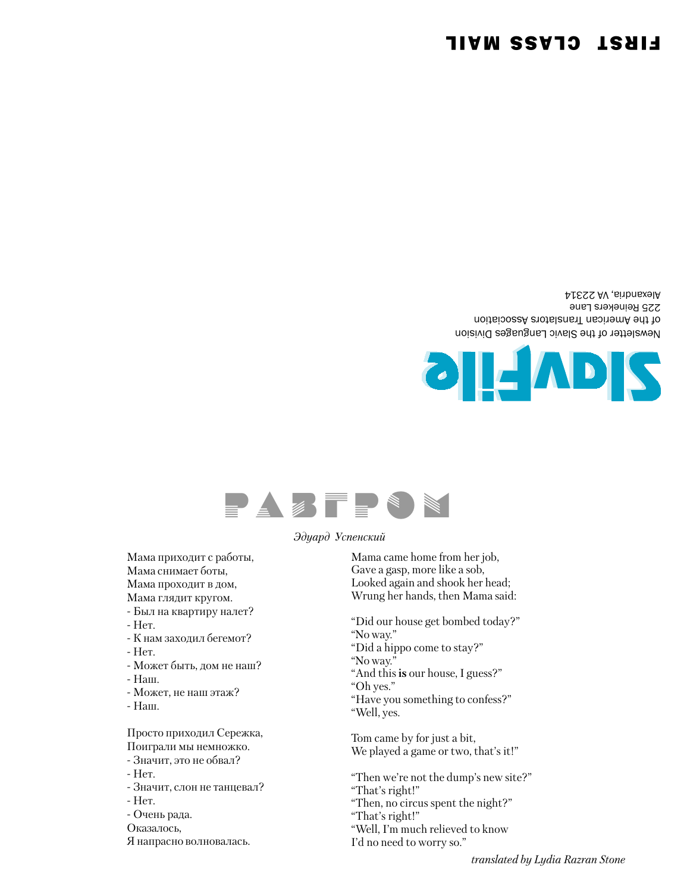FIRST CLASS MAIL

SlavFile

Newsletter of the Slavic Languages Division
of the American Translators Association
225 Reinekers Lane
Alexandria, VA 22314

# РАЗГРОМ

*Эдуард Успенский*

Мама приходит с работы,
Мама снимает боты,
Мама проходит в дом,
Мама глядит кругом.
- Был на квартиру налет?
- Нет.
- К нам заходил бегемот?
- Нет.
- Может быть, дом не наш?
- Наш.
- Может, не наш этаж?
- Наш.

Просто приходил Сережка,
Поиграли мы немножко.
- Значит, это не обвал?
- Нет.
- Значит, слон не танцевал?
- Нет.
- Очень рада.
Оказалось,
Я напрасно волновалась.

Mama came home from her job,
Gave a gasp, more like a sob,
Looked again and shook her head;
Wrung her hands, then Mama said:

"Did our house get bombed today?"
"No way."
"Did a hippo come to stay?"
"No way."
"And this **is** our house, I guess?"
"Oh yes."
"Have you something to confess?"
"Well, yes.

Tom came by for just a bit,
We played a game or two, that's it!"

"Then we're not the dump's new site?"
"That's right!"
"Then, no circus spent the night?"
"That's right!"
"Well, I'm much relieved to know
I'd no need to worry so."

*translated by Lydia Razran Stone*